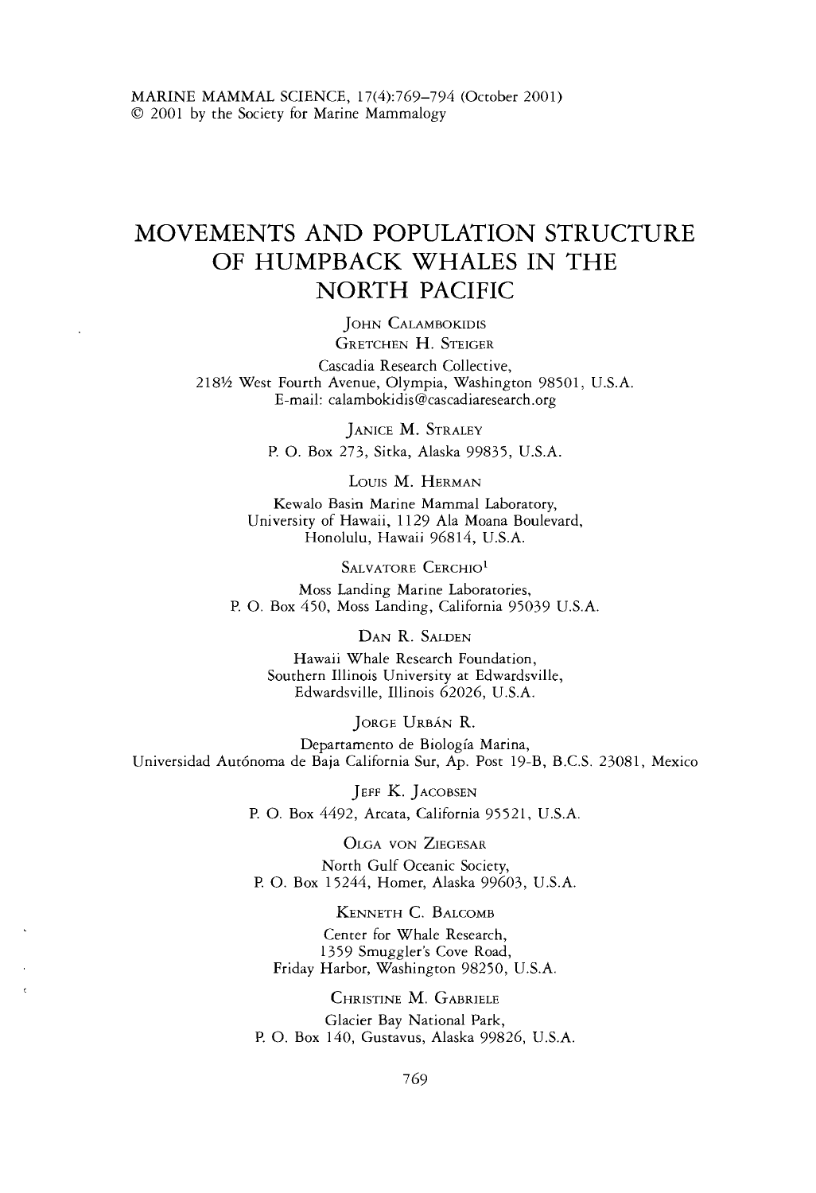MARINE MAMMAL SCIENCE, 17(4):769–794 (October 2001)
© 2001 by the Society for Marine Mammalogy

# MOVEMENTS AND POPULATION STRUCTURE OF HUMPBACK WHALES IN THE NORTH PACIFIC

JOHN CALAMBOKIDIS
GRETCHEN H. STEIGER
Cascadia Research Collective,
218½ West Fourth Avenue, Olympia, Washington 98501, U.S.A.
E-mail: calambokidis@cascadiaresearch.org

JANICE M. STRALEY
P. O. Box 273, Sitka, Alaska 99835, U.S.A.

LOUIS M. HERMAN
Kewalo Basin Marine Mammal Laboratory,
University of Hawaii, 1129 Ala Moana Boulevard,
Honolulu, Hawaii 96814, U.S.A.

SALVATORE CERCHIO[1]
Moss Landing Marine Laboratories,
P. O. Box 450, Moss Landing, California 95039 U.S.A.

DAN R. SALDEN
Hawaii Whale Research Foundation,
Southern Illinois University at Edwardsville,
Edwardsville, Illinois 62026, U.S.A.

JORGE URBÁN R.
Departamento de Biología Marina,
Universidad Autónoma de Baja California Sur, Ap. Post 19-B, B.C.S. 23081, Mexico

JEFF K. JACOBSEN
P. O. Box 4492, Arcata, California 95521, U.S.A.

OLGA VON ZIEGESAR
North Gulf Oceanic Society,
P. O. Box 15244, Homer, Alaska 99603, U.S.A.

KENNETH C. BALCOMB
Center for Whale Research,
1359 Smuggler's Cove Road,
Friday Harbor, Washington 98250, U.S.A.

CHRISTINE M. GABRIELE
Glacier Bay National Park,
P. O. Box 140, Gustavus, Alaska 99826, U.S.A.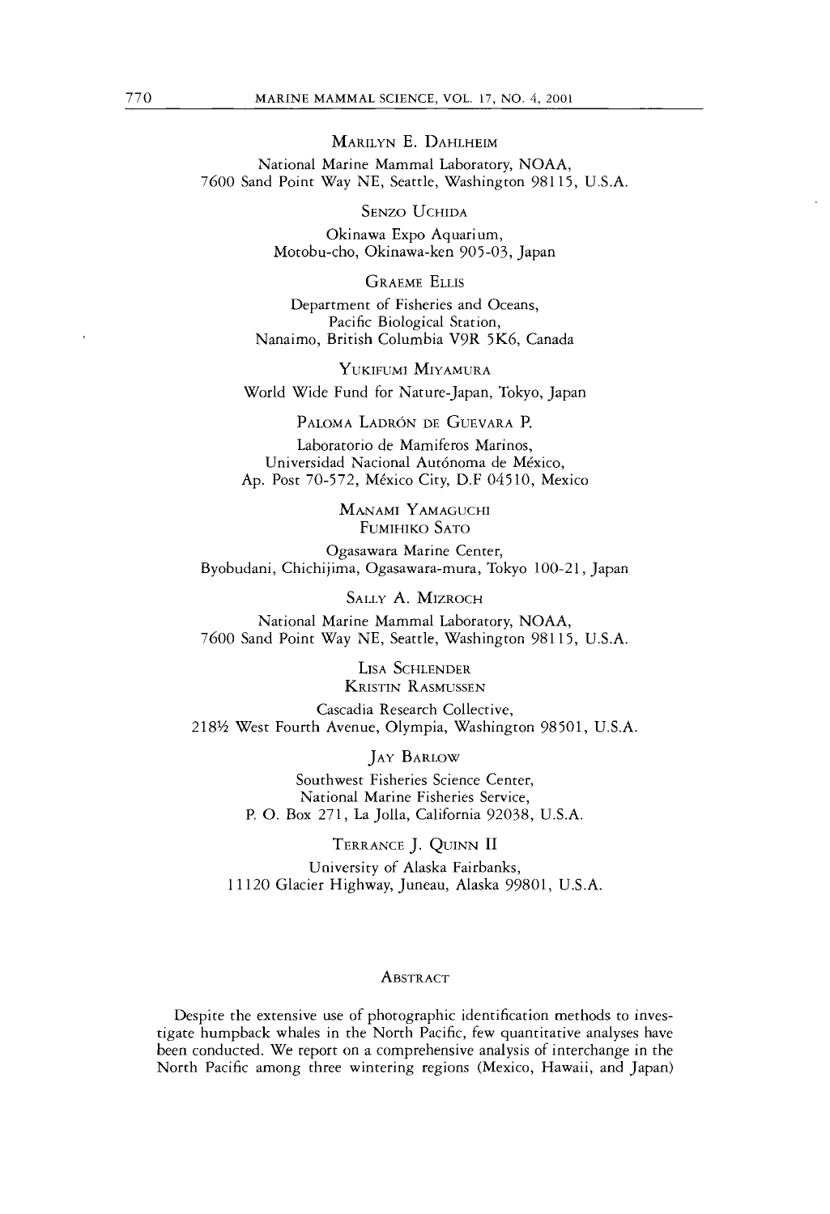MARILYN E. DAHLHEIM

National Marine Mammal Laboratory, NOAA,
7600 Sand Point Way NE, Seattle, Washington 98115, U.S.A.

SENZO UCHIDA

Okinawa Expo Aquarium,
Motobu-cho, Okinawa-ken 905-03, Japan

GRAEME ELLIS

Department of Fisheries and Oceans,
Pacific Biological Station,
Nanaimo, British Columbia V9R 5K6, Canada

YUKIFUMI MIYAMURA

World Wide Fund for Nature-Japan, Tokyo, Japan

PALOMA LADRÓN DE GUEVARA P.

Laboratorio de Mamiferos Marinos,
Universidad Nacional Autónoma de México,
Ap. Post 70-572, México City, D.F 04510, Mexico

MANAMI YAMAGUCHI
FUMIHIKO SATO

Ogasawara Marine Center,
Byobudani, Chichijima, Ogasawara-mura, Tokyo 100-21, Japan

SALLY A. MIZROCH

National Marine Mammal Laboratory, NOAA,
7600 Sand Point Way NE, Seattle, Washington 98115, U.S.A.

LISA SCHLENDER
KRISTIN RASMUSSEN

Cascadia Research Collective,
218½ West Fourth Avenue, Olympia, Washington 98501, U.S.A.

JAY BARLOW

Southwest Fisheries Science Center,
National Marine Fisheries Service,
P. O. Box 271, La Jolla, California 92038, U.S.A.

TERRANCE J. QUINN II

University of Alaska Fairbanks,
11120 Glacier Highway, Juneau, Alaska 99801, U.S.A.

## ABSTRACT

Despite the extensive use of photographic identification methods to investigate humpback whales in the North Pacific, few quantitative analyses have been conducted. We report on a comprehensive analysis of interchange in the North Pacific among three wintering regions (Mexico, Hawaii, and Japan)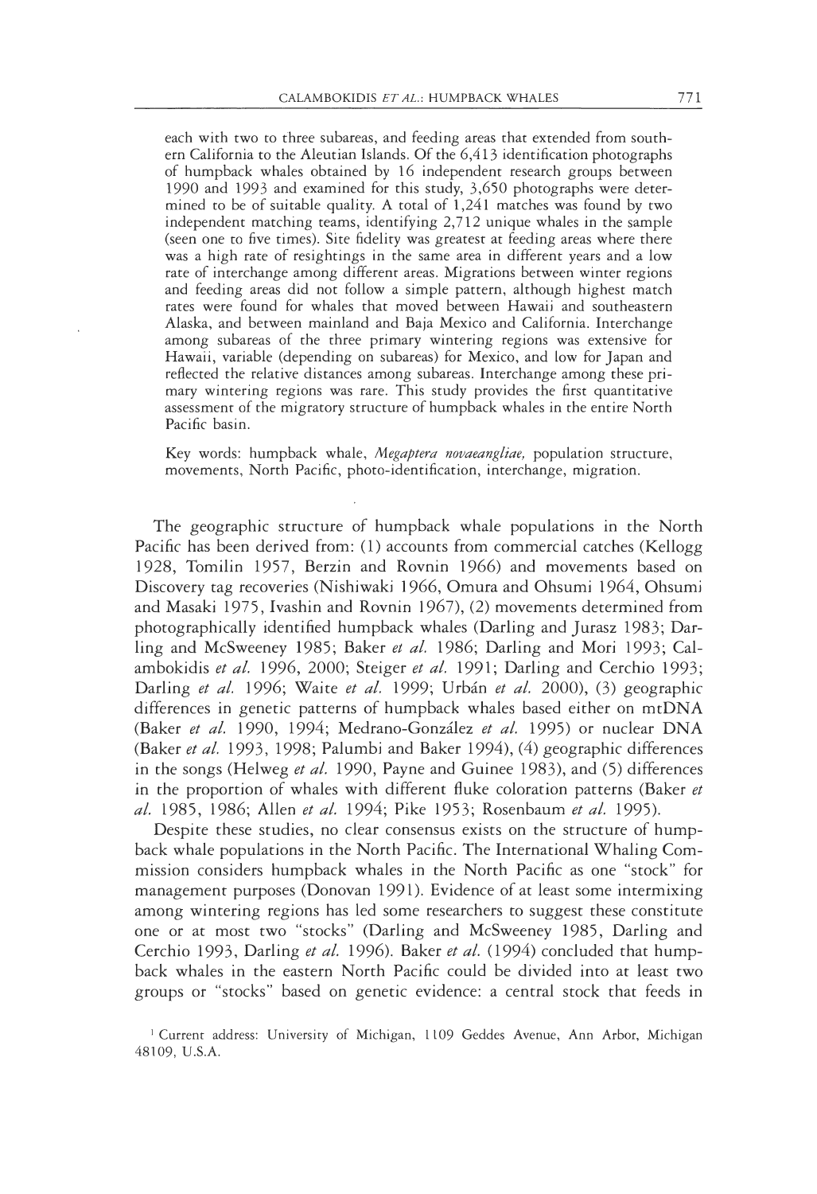each with two to three subareas, and feeding areas that extended from southern California to the Aleutian Islands. Of the 6,413 identification photographs of humpback whales obtained by 16 independent research groups between 1990 and 1993 and examined for this study, 3,650 photographs were determined to be of suitable quality. A total of 1,241 matches was found by two independent matching teams, identifying 2,712 unique whales in the sample (seen one to five times). Site fidelity was greatest at feeding areas where there was a high rate of resightings in the same area in different years and a low rate of interchange among different areas. Migrations between winter regions and feeding areas did not follow a simple pattern, although highest match rates were found for whales that moved between Hawaii and southeastern Alaska, and between mainland and Baja Mexico and California. Interchange among subareas of the three primary wintering regions was extensive for Hawaii, variable (depending on subareas) for Mexico, and low for Japan and reflected the relative distances among subareas. Interchange among these primary wintering regions was rare. This study provides the first quantitative assessment of the migratory structure of humpback whales in the entire North Pacific basin.

Key words: humpback whale, *Megaptera novaeangliae*, population structure, movements, North Pacific, photo-identification, interchange, migration.

The geographic structure of humpback whale populations in the North Pacific has been derived from: (1) accounts from commercial catches (Kellogg 1928, Tomilin 1957, Berzin and Rovnin 1966) and movements based on Discovery tag recoveries (Nishiwaki 1966, Omura and Ohsumi 1964, Ohsumi and Masaki 1975, Ivashin and Rovnin 1967), (2) movements determined from photographically identified humpback whales (Darling and Jurasz 1983; Darling and McSweeney 1985; Baker *et al.* 1986; Darling and Mori 1993; Calambokidis *et al.* 1996, 2000; Steiger *et al.* 1991; Darling and Cerchio 1993; Darling *et al.* 1996; Waite *et al.* 1999; Urbán *et al.* 2000), (3) geographic differences in genetic patterns of humpback whales based either on mtDNA (Baker *et al.* 1990, 1994; Medrano-González *et al.* 1995) or nuclear DNA (Baker *et al.* 1993, 1998; Palumbi and Baker 1994), (4) geographic differences in the songs (Helweg *et al.* 1990, Payne and Guinee 1983), and (5) differences in the proportion of whales with different fluke coloration patterns (Baker *et al.* 1985, 1986; Allen *et al.* 1994; Pike 1953; Rosenbaum *et al.* 1995).

Despite these studies, no clear consensus exists on the structure of humpback whale populations in the North Pacific. The International Whaling Commission considers humpback whales in the North Pacific as one "stock" for management purposes (Donovan 1991). Evidence of at least some intermixing among wintering regions has led some researchers to suggest these constitute one or at most two "stocks" (Darling and McSweeney 1985, Darling and Cerchio 1993, Darling *et al.* 1996). Baker *et al.* (1994) concluded that humpback whales in the eastern North Pacific could be divided into at least two groups or "stocks" based on genetic evidence: a central stock that feeds in

[1] Current address: University of Michigan, 1109 Geddes Avenue, Ann Arbor, Michigan 48109, U.S.A.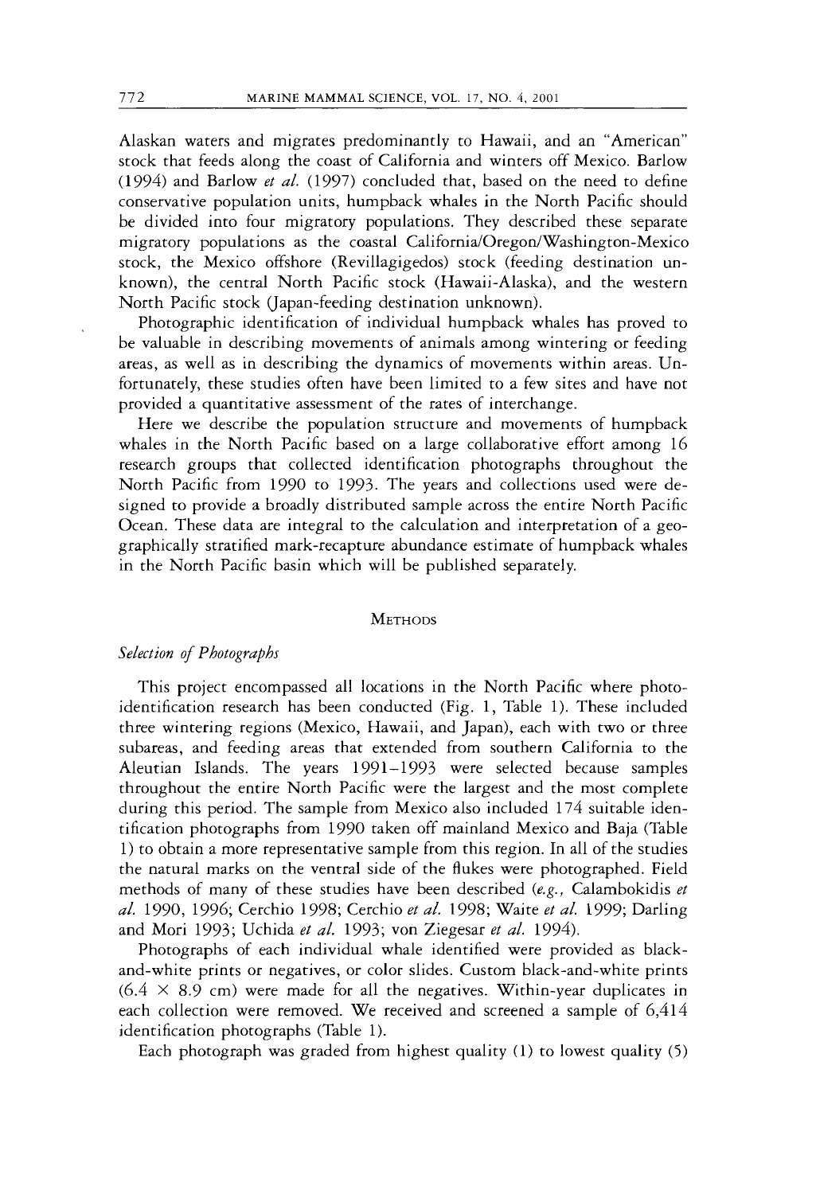Alaskan waters and migrates predominantly to Hawaii, and an "American" stock that feeds along the coast of California and winters off Mexico. Barlow (1994) and Barlow *et al.* (1997) concluded that, based on the need to define conservative population units, humpback whales in the North Pacific should be divided into four migratory populations. They described these separate migratory populations as the coastal California/Oregon/Washington-Mexico stock, the Mexico offshore (Revillagigedos) stock (feeding destination unknown), the central North Pacific stock (Hawaii-Alaska), and the western North Pacific stock (Japan-feeding destination unknown).

Photographic identification of individual humpback whales has proved to be valuable in describing movements of animals among wintering or feeding areas, as well as in describing the dynamics of movements within areas. Unfortunately, these studies often have been limited to a few sites and have not provided a quantitative assessment of the rates of interchange.

Here we describe the population structure and movements of humpback whales in the North Pacific based on a large collaborative effort among 16 research groups that collected identification photographs throughout the North Pacific from 1990 to 1993. The years and collections used were designed to provide a broadly distributed sample across the entire North Pacific Ocean. These data are integral to the calculation and interpretation of a geographically stratified mark-recapture abundance estimate of humpback whales in the North Pacific basin which will be published separately.

## Methods

### *Selection of Photographs*

This project encompassed all locations in the North Pacific where photo-identification research has been conducted (Fig. 1, Table 1). These included three wintering regions (Mexico, Hawaii, and Japan), each with two or three subareas, and feeding areas that extended from southern California to the Aleutian Islands. The years 1991–1993 were selected because samples throughout the entire North Pacific were the largest and the most complete during this period. The sample from Mexico also included 174 suitable identification photographs from 1990 taken off mainland Mexico and Baja (Table 1) to obtain a more representative sample from this region. In all of the studies the natural marks on the ventral side of the flukes were photographed. Field methods of many of these studies have been described (*e.g.*, Calambokidis *et al.* 1990, 1996; Cerchio 1998; Cerchio *et al.* 1998; Waite *et al.* 1999; Darling and Mori 1993; Uchida *et al.* 1993; von Ziegesar *et al.* 1994).

Photographs of each individual whale identified were provided as black-and-white prints or negatives, or color slides. Custom black-and-white prints ($6.4 \times 8.9$ cm) were made for all the negatives. Within-year duplicates in each collection were removed. We received and screened a sample of 6,414 identification photographs (Table 1).

Each photograph was graded from highest quality (1) to lowest quality (5)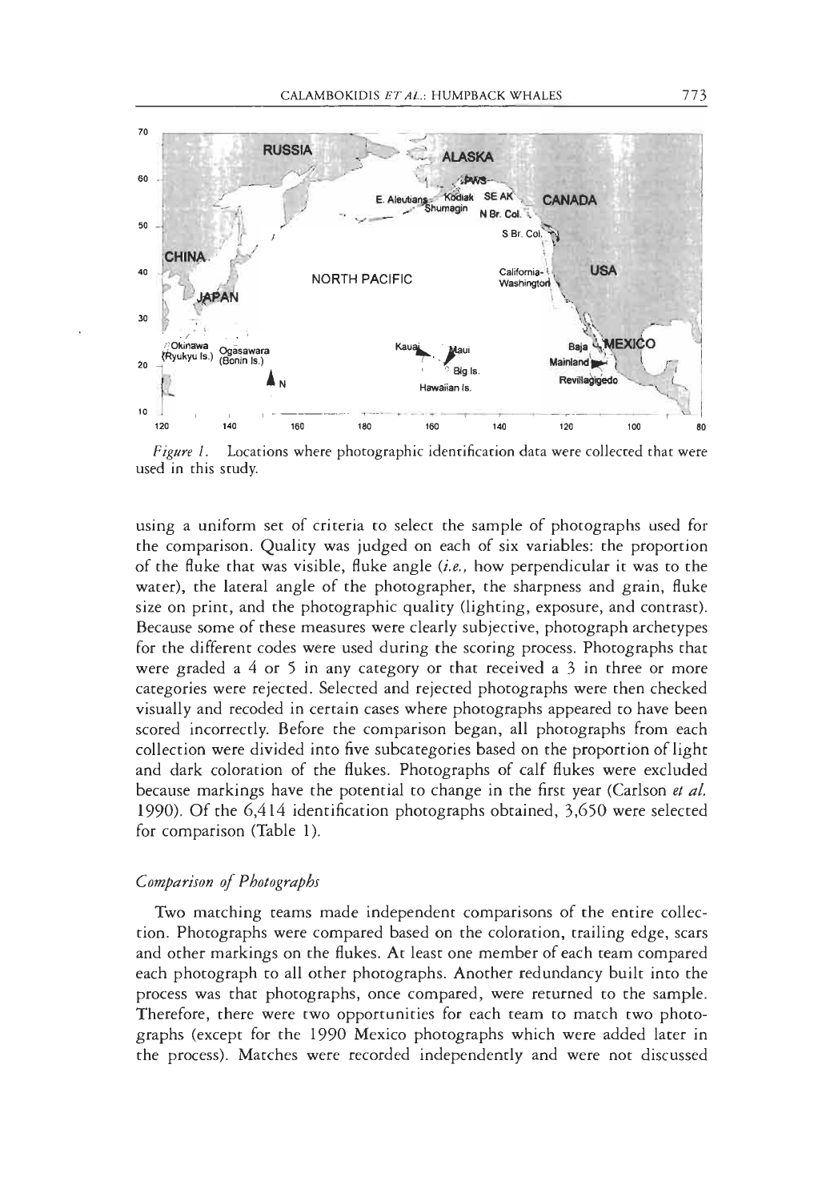*Figure 1.* Locations where photographic identification data were collected that were used in this study.

using a uniform set of criteria to select the sample of photographs used for the comparison. Quality was judged on each of six variables: the proportion of the fluke that was visible, fluke angle (*i.e.,* how perpendicular it was to the water), the lateral angle of the photographer, the sharpness and grain, fluke size on print, and the photographic quality (lighting, exposure, and contrast). Because some of these measures were clearly subjective, photograph archetypes for the different codes were used during the scoring process. Photographs that were graded a 4 or 5 in any category or that received a 3 in three or more categories were rejected. Selected and rejected photographs were then checked visually and recoded in certain cases where photographs appeared to have been scored incorrectly. Before the comparison began, all photographs from each collection were divided into five subcategories based on the proportion of light and dark coloration of the flukes. Photographs of calf flukes were excluded because markings have the potential to change in the first year (Carlson *et al.* 1990). Of the 6,414 identification photographs obtained, 3,650 were selected for comparison (Table 1).

### *Comparison of Photographs*

Two matching teams made independent comparisons of the entire collection. Photographs were compared based on the coloration, trailing edge, scars and other markings on the flukes. At least one member of each team compared each photograph to all other photographs. Another redundancy built into the process was that photographs, once compared, were returned to the sample. Therefore, there were two opportunities for each team to match two photographs (except for the 1990 Mexico photographs which were added later in the process). Matches were recorded independently and were not discussed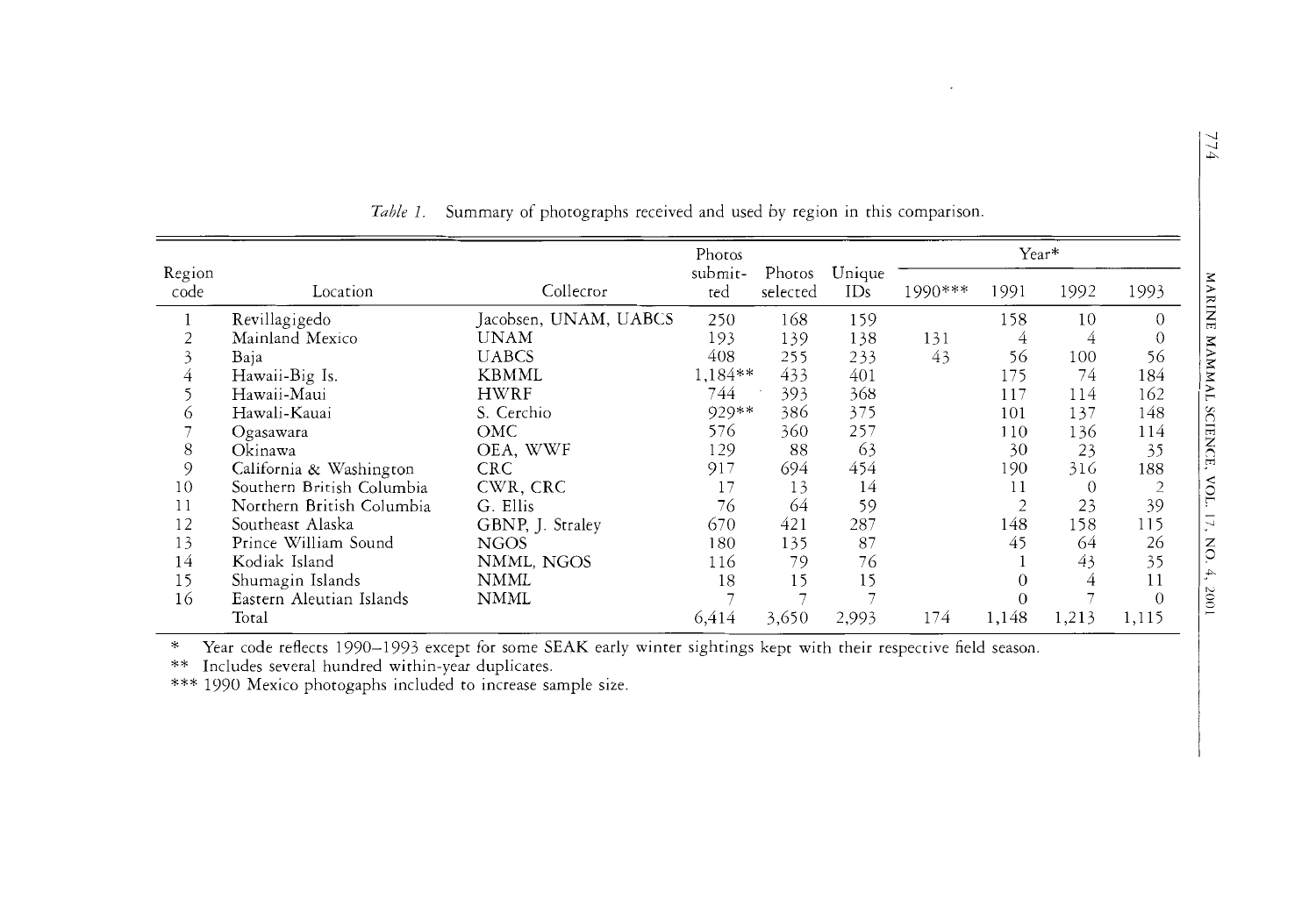*Table 1.* Summary of photographs received and used by region in this comparison.

| Region code | Location | Collector | Photos submitted | Photos selected | Unique IDs | Year* | | | |
|---|---|---|---|---|---|---|---|---|---|
| | | | | | | 1990*** | 1991 | 1992 | 1993 |
| 1 | Revillagigedo | Jacobsen, UNAM, UABCS | 250 | 168 | 159 | | 158 | 10 | 0 |
| 2 | Mainland Mexico | UNAM | 193 | 139 | 138 | 131 | 4 | 4 | 0 |
| 3 | Baja | UABCS | 408 | 255 | 233 | 43 | 56 | 100 | 56 |
| 4 | Hawaii-Big Is. | KBMML | 1,184** | 433 | 401 | | 175 | 74 | 184 |
| 5 | Hawaii-Maui | HWRF | 744 | 393 | 368 | | 117 | 114 | 162 |
| 6 | Hawaii-Kauai | S. Cerchio | 929** | 386 | 375 | | 101 | 137 | 148 |
| 7 | Ogasawara | OMC | 576 | 360 | 257 | | 110 | 136 | 114 |
| 8 | Okinawa | OEA, WWF | 129 | 88 | 63 | | 30 | 23 | 35 |
| 9 | California & Washington | CRC | 917 | 694 | 454 | | 190 | 316 | 188 |
| 10 | Southern British Columbia | CWR, CRC | 17 | 13 | 14 | | 11 | 0 | 2 |
| 11 | Northern British Columbia | G. Ellis | 76 | 64 | 59 | | 2 | 23 | 39 |
| 12 | Southeast Alaska | GBNP, J. Straley | 670 | 421 | 287 | | 148 | 158 | 115 |
| 13 | Prince William Sound | NGOS | 180 | 135 | 87 | | 45 | 64 | 26 |
| 14 | Kodiak Island | NMML, NGOS | 116 | 79 | 76 | | 1 | 43 | 35 |
| 15 | Shumagin Islands | NMML | 18 | 15 | 15 | | 0 | 4 | 11 |
| 16 | Eastern Aleutian Islands | NMML | 7 | 7 | 7 | | 0 | 7 | 0 |
| | Total | | 6,414 | 3,650 | 2,993 | 174 | 1,148 | 1,213 | 1,115 |

\* Year code reflects 1990–1993 except for some SEAK early winter sightings kept with their respective field season.
** Includes several hundred within-year duplicates.
*** 1990 Mexico photogaphs included to increase sample size.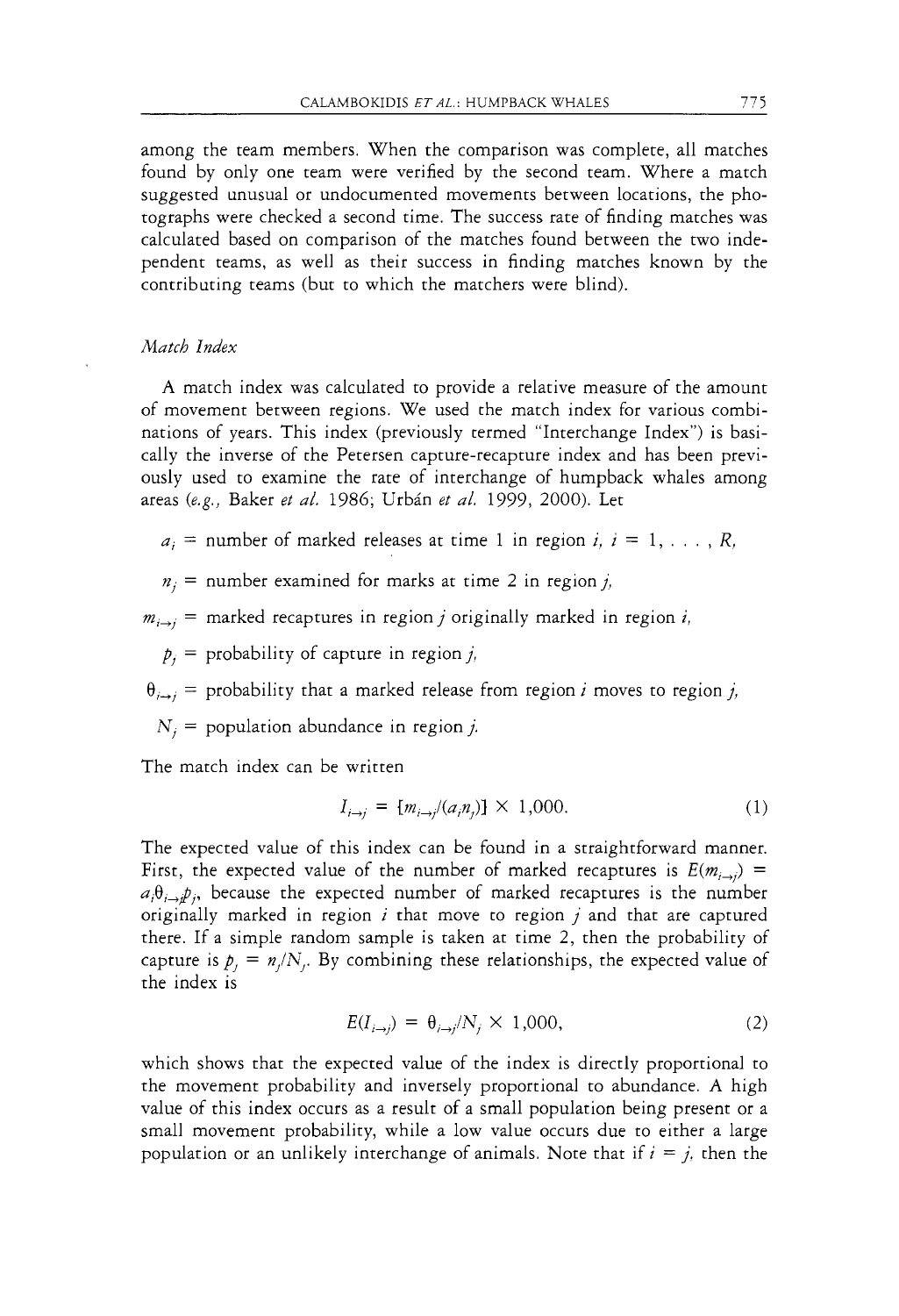among the team members. When the comparison was complete, all matches found by only one team were verified by the second team. Where a match suggested unusual or undocumented movements between locations, the photographs were checked a second time. The success rate of finding matches was calculated based on comparison of the matches found between the two independent teams, as well as their success in finding matches known by the contributing teams (but to which the matchers were blind).

### *Match Index*

A match index was calculated to provide a relative measure of the amount of movement between regions. We used the match index for various combinations of years. This index (previously termed "Interchange Index") is basically the inverse of the Petersen capture-recapture index and has been previously used to examine the rate of interchange of humpback whales among areas (*e.g.*, Baker *et al.* 1986; Urbán *et al.* 1999, 2000). Let

$a_i$ = number of marked releases at time 1 in region $i$, $i = 1, \ldots, R$,

$n_j$ = number examined for marks at time 2 in region $j$,

$m_{i \to j}$ = marked recaptures in region $j$ originally marked in region $i$,

$p_j$ = probability of capture in region $j$,

$\theta_{i \to j}$ = probability that a marked release from region $i$ moves to region $j$,

$N_j$ = population abundance in region $j$.

The match index can be written

$$I_{i \to j} = [m_{i \to j}/(a_i n_j)] \times 1{,}000. \tag{1}$$

The expected value of this index can be found in a straightforward manner. First, the expected value of the number of marked recaptures is $E(m_{i \to j}) = a_i \theta_{i \to j} p_j$, because the expected number of marked recaptures is the number originally marked in region $i$ that move to region $j$ and that are captured there. If a simple random sample is taken at time 2, then the probability of capture is $p_j = n_j/N_j$. By combining these relationships, the expected value of the index is

$$E(I_{i \to j}) = \theta_{i \to j}/N_j \times 1{,}000, \tag{2}$$

which shows that the expected value of the index is directly proportional to the movement probability and inversely proportional to abundance. A high value of this index occurs as a result of a small population being present or a small movement probability, while a low value occurs due to either a large population or an unlikely interchange of animals. Note that if $i = j$, then the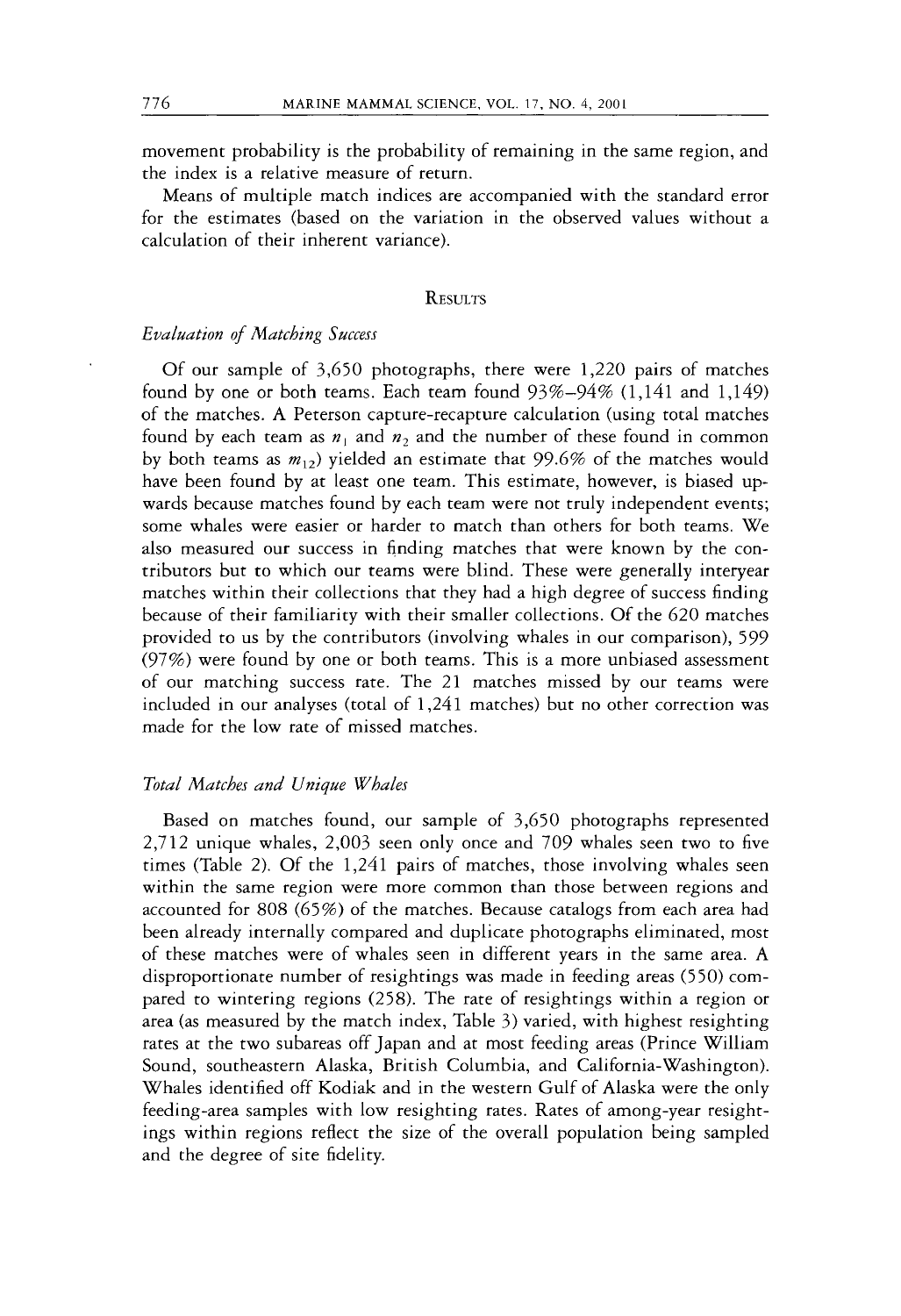movement probability is the probability of remaining in the same region, and the index is a relative measure of return.

Means of multiple match indices are accompanied with the standard error for the estimates (based on the variation in the observed values without a calculation of their inherent variance).

## Results

### *Evaluation of Matching Success*

Of our sample of 3,650 photographs, there were 1,220 pairs of matches found by one or both teams. Each team found 93%–94% (1,141 and 1,149) of the matches. A Peterson capture-recapture calculation (using total matches found by each team as $n_1$ and $n_2$ and the number of these found in common by both teams as $m_{12}$) yielded an estimate that 99.6% of the matches would have been found by at least one team. This estimate, however, is biased upwards because matches found by each team were not truly independent events; some whales were easier or harder to match than others for both teams. We also measured our success in finding matches that were known by the contributors but to which our teams were blind. These were generally interyear matches within their collections that they had a high degree of success finding because of their familiarity with their smaller collections. Of the 620 matches provided to us by the contributors (involving whales in our comparison), 599 (97%) were found by one or both teams. This is a more unbiased assessment of our matching success rate. The 21 matches missed by our teams were included in our analyses (total of 1,241 matches) but no other correction was made for the low rate of missed matches.

### *Total Matches and Unique Whales*

Based on matches found, our sample of 3,650 photographs represented 2,712 unique whales, 2,003 seen only once and 709 whales seen two to five times (Table 2). Of the 1,241 pairs of matches, those involving whales seen within the same region were more common than those between regions and accounted for 808 (65%) of the matches. Because catalogs from each area had been already internally compared and duplicate photographs eliminated, most of these matches were of whales seen in different years in the same area. A disproportionate number of resightings was made in feeding areas (550) compared to wintering regions (258). The rate of resightings within a region or area (as measured by the match index, Table 3) varied, with highest resighting rates at the two subareas off Japan and at most feeding areas (Prince William Sound, southeastern Alaska, British Columbia, and California-Washington). Whales identified off Kodiak and in the western Gulf of Alaska were the only feeding-area samples with low resighting rates. Rates of among-year resightings within regions reflect the size of the overall population being sampled and the degree of site fidelity.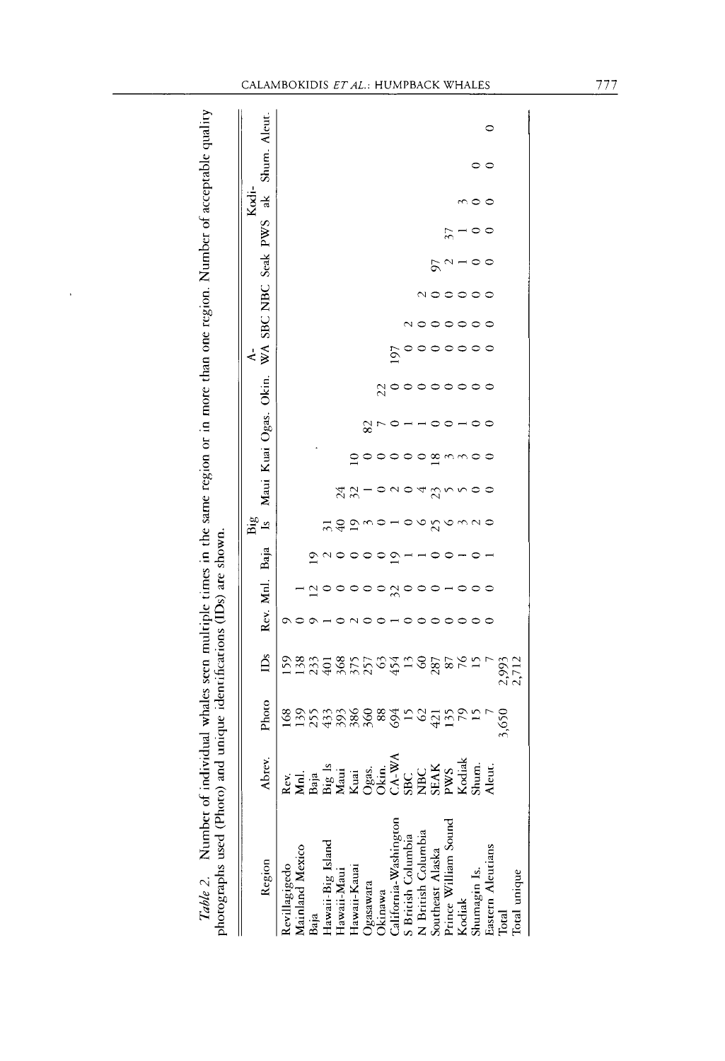*Table 2.* Number of individual whales seen multiple times in the same region or in more than one region. Number of acceptable quality photographs used (Photo) and unique identifications (IDs) are shown.

| Region | Abrev. | Photo | IDs | Rev. | Mnl. | Baja | Big Is | Maui | Kuai | Ogas. | Okin. | CA-WA | SBC | NBC | Seak | PWS | Kodiak | Shum. | Aleut. |
|---|---|---|---|---|---|---|---|---|---|---|---|---|---|---|---|---|---|---|---|
| Revillagigedo | Rev. | 168 | 159 | 9 | | | | | | | | | | | | | | | |
| Mainland Mexico | Mnl. | 139 | 138 | 0 | 1 | | | | | | | | | | | | | | |
| Baja | Baja | 255 | 233 | 9 | 12 | 19 | | | | | | | | | | | | | |
| Hawaii-Big Island | Big Is | 433 | 401 | 1 | 0 | 2 | 31 | | | | | | | | | | | | |
| Hawaii-Maui | Maui | 393 | 368 | 0 | 0 | 0 | 40 | 24 | | | | | | | | | | | |
| Hawaii-Kauai | Kuai | 386 | 375 | 2 | 0 | 0 | 19 | 32 | 10 | | | | | | | | | | |
| Ogasawara | Ogas. | 360 | 257 | 0 | 0 | 0 | 3 | 1 | 0 | 82 | | | | | | | | | |
| Okinawa | Okin. | 88 | 63 | 0 | 0 | 0 | 0 | 0 | 0 | 7 | 22 | | | | | | | | |
| California-Washington | CA-WA | 694 | 454 | 1 | 32 | 19 | 1 | 2 | 0 | 0 | 0 | 197 | | | | | | | |
| S British Columbia | SBC | 15 | 13 | 0 | 0 | 1 | 0 | 0 | 0 | 1 | 0 | 0 | 2 | | | | | | |
| N British Columbia | NBC | 62 | 60 | 0 | 0 | 1 | 6 | 4 | 0 | 1 | 0 | 0 | 0 | 2 | | | | | |
| Southeast Alaska | SEAK | 421 | 287 | 0 | 0 | 0 | 25 | 23 | 18 | 0 | 0 | 0 | 0 | 0 | 97 | | | | |
| Prince William Sound | PWS | 135 | 87 | 0 | 1 | 0 | 6 | 5 | 3 | 0 | 0 | 0 | 0 | 0 | 2 | 37 | | | |
| Kodiak | Kodiak | 79 | 76 | 0 | 0 | 1 | 3 | 5 | 3 | 1 | 0 | 0 | 0 | 0 | 1 | 1 | 3 | | |
| Shumagin Is. | Shum. | 15 | 15 | 0 | 0 | 0 | 2 | 0 | 0 | 0 | 0 | 0 | 0 | 0 | 0 | 0 | 0 | 0 | |
| Eastern Aleutians | Aleut. | 7 | 7 | 0 | 0 | 1 | 0 | 0 | 0 | 0 | 0 | 0 | 0 | 0 | 0 | 0 | 0 | 0 | 0 |
| Total | | 3,650 | 2,993 | | | | | | | | | | | | | | | | |
| Total unique | | | 2,712 | | | | | | | | | | | | | | | | |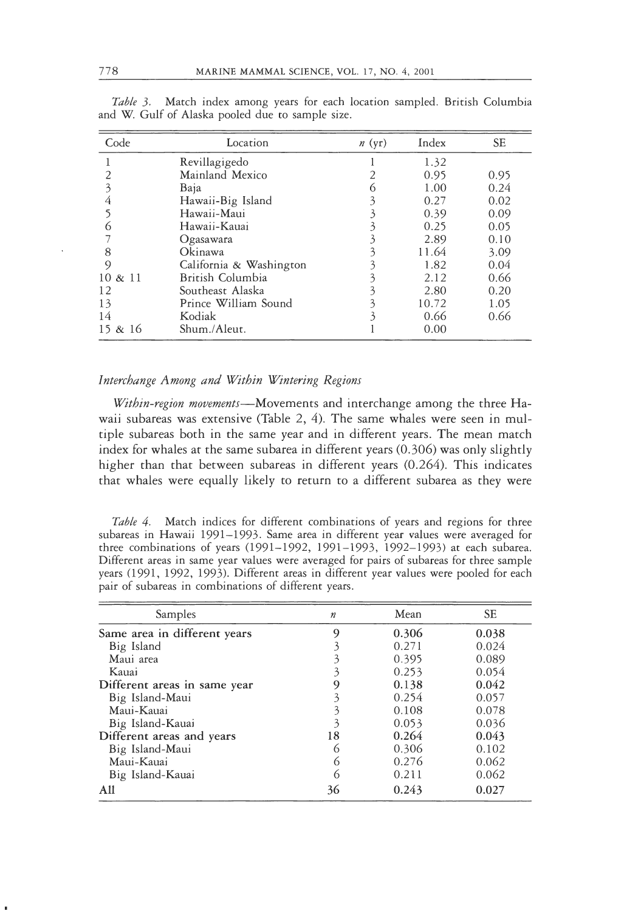*Table 3.* Match index among years for each location sampled. British Columbia and W. Gulf of Alaska pooled due to sample size.

| Code | Location | *n* (yr) | Index | SE |
|---|---|---|---|---|
| 1 | Revillagigedo | 1 | 1.32 | |
| 2 | Mainland Mexico | 2 | 0.95 | 0.95 |
| 3 | Baja | 6 | 1.00 | 0.24 |
| 4 | Hawaii-Big Island | 3 | 0.27 | 0.02 |
| 5 | Hawaii-Maui | 3 | 0.39 | 0.09 |
| 6 | Hawaii-Kauai | 3 | 0.25 | 0.05 |
| 7 | Ogasawara | 3 | 2.89 | 0.10 |
| 8 | Okinawa | 3 | 11.64 | 3.09 |
| 9 | California & Washington | 3 | 1.82 | 0.04 |
| 10 & 11 | British Columbia | 3 | 2.12 | 0.66 |
| 12 | Southeast Alaska | 3 | 2.80 | 0.20 |
| 13 | Prince William Sound | 3 | 10.72 | 1.05 |
| 14 | Kodiak | 3 | 0.66 | 0.66 |
| 15 & 16 | Shum./Aleut. | 1 | 0.00 | |

### *Interchange Among and Within Wintering Regions*

*Within-region movements*—Movements and interchange among the three Hawaii subareas was extensive (Table 2, 4). The same whales were seen in multiple subareas both in the same year and in different years. The mean match index for whales at the same subarea in different years (0.306) was only slightly higher than that between subareas in different years (0.264). This indicates that whales were equally likely to return to a different subarea as they were

*Table 4.* Match indices for different combinations of years and regions for three subareas in Hawaii 1991–1993. Same area in different year values were averaged for three combinations of years (1991–1992, 1991–1993, 1992–1993) at each subarea. Different areas in same year values were averaged for pairs of subareas for three sample years (1991, 1992, 1993). Different areas in different year values were pooled for each pair of subareas in combinations of different years.

| Samples | *n* | Mean | SE |
|---|---|---|---|
| **Same area in different years** | **9** | **0.306** | **0.038** |
| Big Island | 3 | 0.271 | 0.024 |
| Maui area | 3 | 0.395 | 0.089 |
| Kauai | 3 | 0.253 | 0.054 |
| **Different areas in same year** | **9** | **0.138** | **0.042** |
| Big Island-Maui | 3 | 0.254 | 0.057 |
| Maui-Kauai | 3 | 0.108 | 0.078 |
| Big Island-Kauai | 3 | 0.053 | 0.036 |
| **Different areas and years** | **18** | **0.264** | **0.043** |
| Big Island-Maui | 6 | 0.306 | 0.102 |
| Maui-Kauai | 6 | 0.276 | 0.062 |
| Big Island-Kauai | 6 | 0.211 | 0.062 |
| **All** | **36** | **0.243** | **0.027** |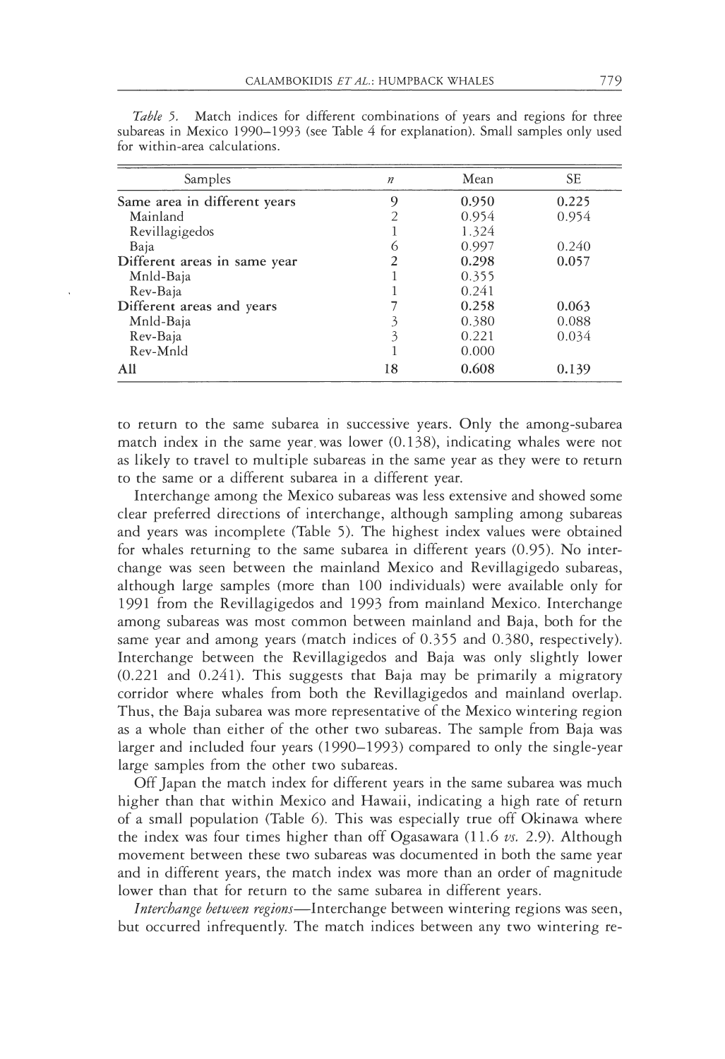*Table 5.* Match indices for different combinations of years and regions for three subareas in Mexico 1990–1993 (see Table 4 for explanation). Small samples only used for within-area calculations.

| Samples | $n$ | Mean | SE |
|---|---|---|---|
| **Same area in different years** | **9** | **0.950** | **0.225** |
| Mainland | 2 | 0.954 | 0.954 |
| Revillagigedos | 1 | 1.324 | |
| Baja | 6 | 0.997 | 0.240 |
| **Different areas in same year** | **2** | **0.298** | **0.057** |
| Mnld-Baja | 1 | 0.355 | |
| Rev-Baja | 1 | 0.241 | |
| **Different areas and years** | **7** | **0.258** | **0.063** |
| Mnld-Baja | 3 | 0.380 | 0.088 |
| Rev-Baja | 3 | 0.221 | 0.034 |
| Rev-Mnld | 1 | 0.000 | |
| **All** | **18** | **0.608** | **0.139** |

to return to the same subarea in successive years. Only the among-subarea match index in the same year was lower (0.138), indicating whales were not as likely to travel to multiple subareas in the same year as they were to return to the same or a different subarea in a different year.

Interchange among the Mexico subareas was less extensive and showed some clear preferred directions of interchange, although sampling among subareas and years was incomplete (Table 5). The highest index values were obtained for whales returning to the same subarea in different years (0.95). No interchange was seen between the mainland Mexico and Revillagigedo subareas, although large samples (more than 100 individuals) were available only for 1991 from the Revillagigedos and 1993 from mainland Mexico. Interchange among subareas was most common between mainland and Baja, both for the same year and among years (match indices of 0.355 and 0.380, respectively). Interchange between the Revillagigedos and Baja was only slightly lower (0.221 and 0.241). This suggests that Baja may be primarily a migratory corridor where whales from both the Revillagigedos and mainland overlap. Thus, the Baja subarea was more representative of the Mexico wintering region as a whole than either of the other two subareas. The sample from Baja was larger and included four years (1990–1993) compared to only the single-year large samples from the other two subareas.

Off Japan the match index for different years in the same subarea was much higher than that within Mexico and Hawaii, indicating a high rate of return of a small population (Table 6). This was especially true off Okinawa where the index was four times higher than off Ogasawara (11.6 *vs.* 2.9). Although movement between these two subareas was documented in both the same year and in different years, the match index was more than an order of magnitude lower than that for return to the same subarea in different years.

*Interchange between regions*—Interchange between wintering regions was seen, but occurred infrequently. The match indices between any two wintering re-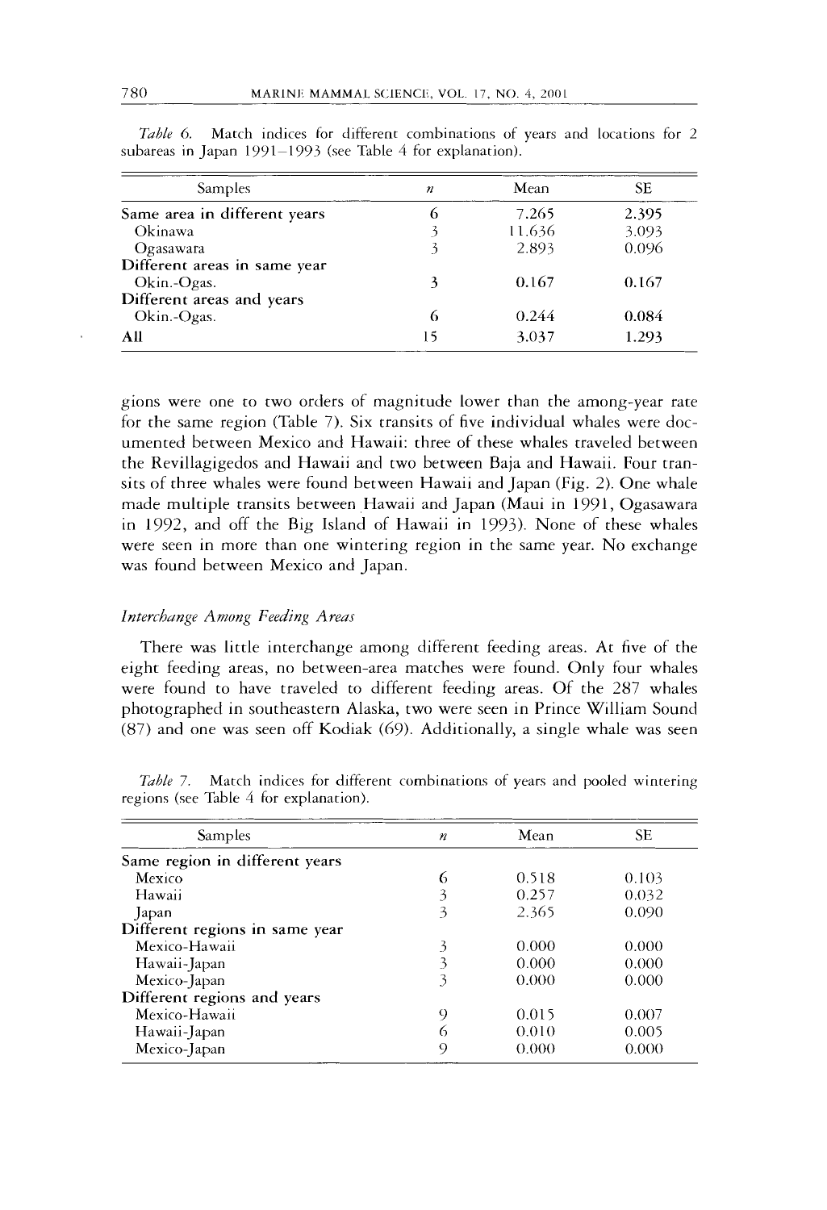*Table 6.* Match indices for different combinations of years and locations for 2 subareas in Japan 1991–1993 (see Table 4 for explanation).

| Samples | $n$ | Mean | SE |
|---|---|---|---|
| **Same area in different years** | 6 | 7.265 | 2.395 |
| Okinawa | 3 | 11.636 | 3.093 |
| Ogasawara | 3 | 2.893 | 0.096 |
| **Different areas in same year** | | | |
| Okin.-Ogas. | 3 | 0.167 | 0.167 |
| **Different areas and years** | | | |
| Okin.-Ogas. | 6 | 0.244 | 0.084 |
| **All** | 15 | 3.037 | 1.293 |

gions were one to two orders of magnitude lower than the among-year rate for the same region (Table 7). Six transits of five individual whales were documented between Mexico and Hawaii: three of these whales traveled between the Revillagigedos and Hawaii and two between Baja and Hawaii. Four transits of three whales were found between Hawaii and Japan (Fig. 2). One whale made multiple transits between Hawaii and Japan (Maui in 1991, Ogasawara in 1992, and off the Big Island of Hawaii in 1993). None of these whales were seen in more than one wintering region in the same year. No exchange was found between Mexico and Japan.

### *Interchange Among Feeding Areas*

There was little interchange among different feeding areas. At five of the eight feeding areas, no between-area matches were found. Only four whales were found to have traveled to different feeding areas. Of the 287 whales photographed in southeastern Alaska, two were seen in Prince William Sound (87) and one was seen off Kodiak (69). Additionally, a single whale was seen

*Table 7.* Match indices for different combinations of years and pooled wintering regions (see Table 4 for explanation).

| Samples | $n$ | Mean | SE |
|---|---|---|---|
| **Same region in different years** | | | |
| Mexico | 6 | 0.518 | 0.103 |
| Hawaii | 3 | 0.257 | 0.032 |
| Japan | 3 | 2.365 | 0.090 |
| **Different regions in same year** | | | |
| Mexico-Hawaii | 3 | 0.000 | 0.000 |
| Hawaii-Japan | 3 | 0.000 | 0.000 |
| Mexico-Japan | 3 | 0.000 | 0.000 |
| **Different regions and years** | | | |
| Mexico-Hawaii | 9 | 0.015 | 0.007 |
| Hawaii-Japan | 6 | 0.010 | 0.005 |
| Mexico-Japan | 9 | 0.000 | 0.000 |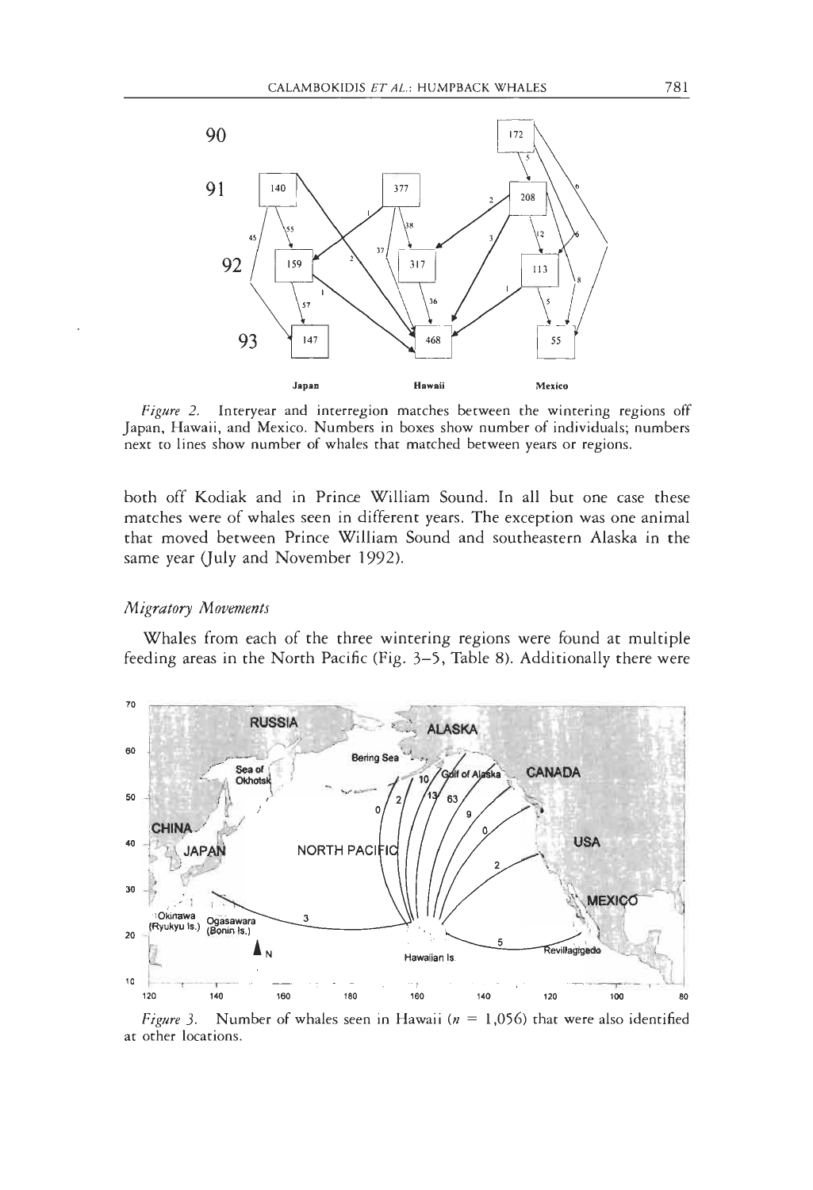*Figure 2.* Interyear and interregion matches between the wintering regions off Japan, Hawaii, and Mexico. Numbers in boxes show number of individuals; numbers next to lines show number of whales that matched between years or regions.

both off Kodiak and in Prince William Sound. In all but one case these matches were of whales seen in different years. The exception was one animal that moved between Prince William Sound and southeastern Alaska in the same year (July and November 1992).

### *Migratory Movements*

Whales from each of the three wintering regions were found at multiple feeding areas in the North Pacific (Fig. 3–5, Table 8). Additionally there were

*Figure 3.* Number of whales seen in Hawaii ($n$ = 1,056) that were also identified at other locations.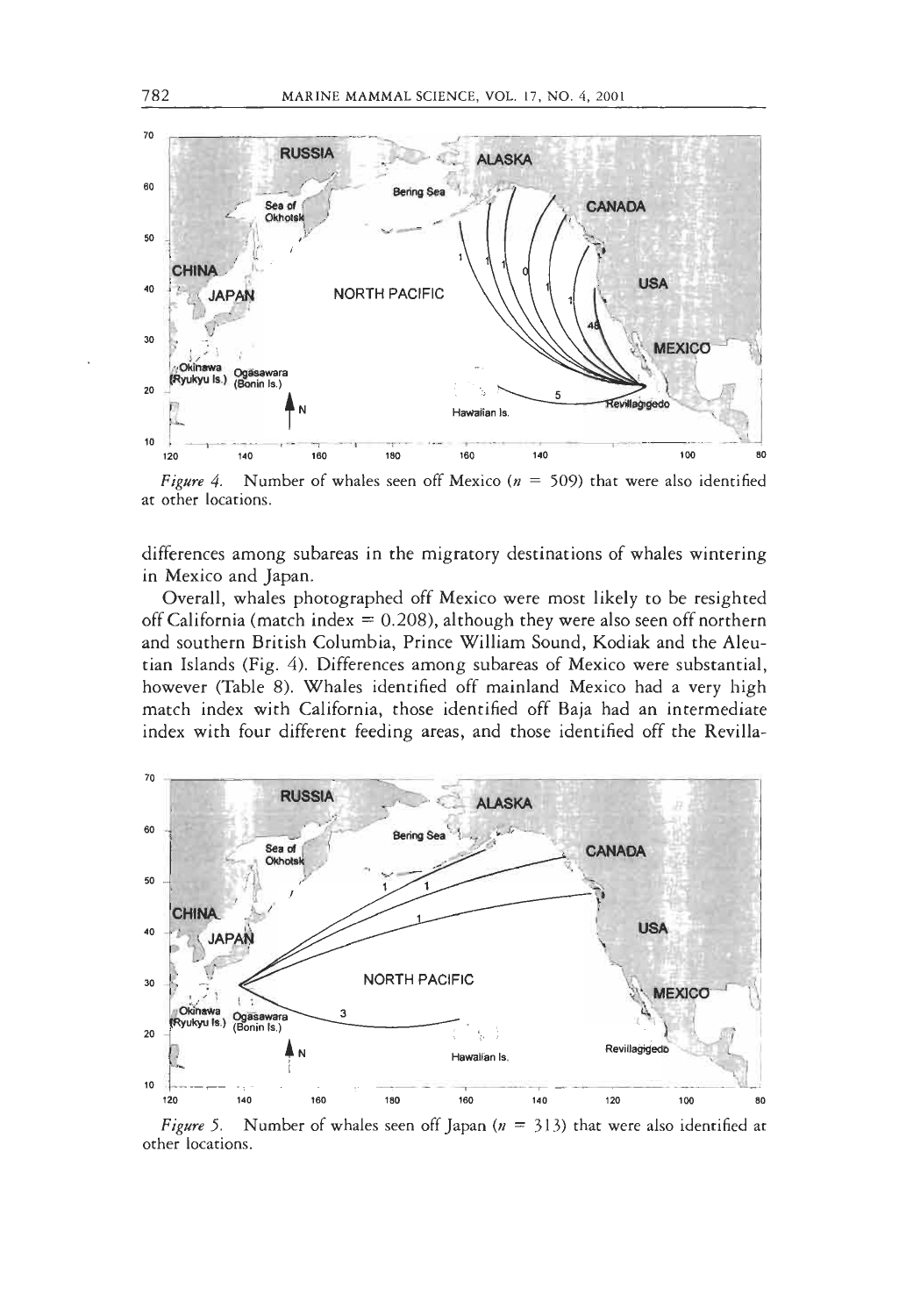*Figure 4.* Number of whales seen off Mexico ($n$ = 509) that were also identified at other locations.

differences among subareas in the migratory destinations of whales wintering in Mexico and Japan.

Overall, whales photographed off Mexico were most likely to be resighted off California (match index = 0.208), although they were also seen off northern and southern British Columbia, Prince William Sound, Kodiak and the Aleutian Islands (Fig. 4). Differences among subareas of Mexico were substantial, however (Table 8). Whales identified off mainland Mexico had a very high match index with California, those identified off Baja had an intermediate index with four different feeding areas, and those identified off the Revilla-

*Figure 5.* Number of whales seen off Japan ($n$ = 313) that were also identified at other locations.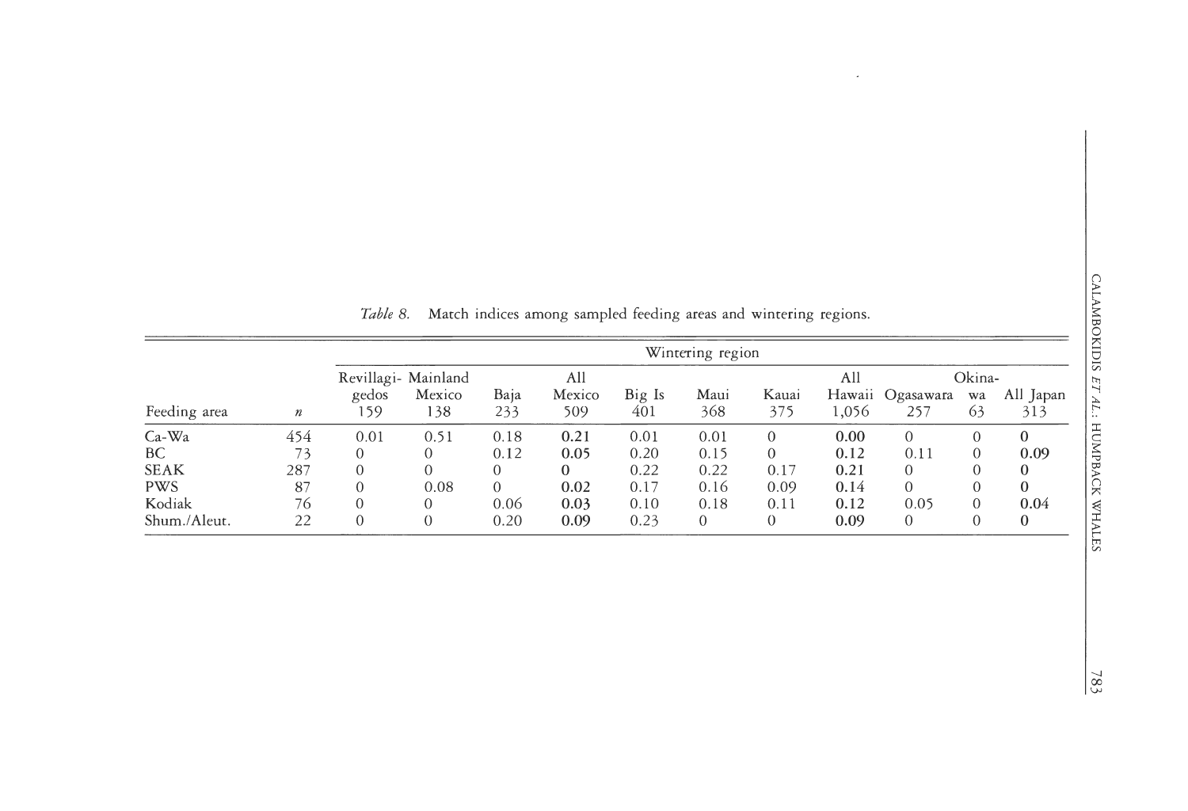*Table 8.* Match indices among sampled feeding areas and wintering regions.

| | | Wintering region | | | | | | | | | | |
|---|---|---|---|---|---|---|---|---|---|---|---|---|
| Feeding area | $n$ | Revillagi-gedos 159 | Mainland Mexico 138 | Baja 233 | All Mexico 509 | Big Is 401 | Maui 368 | Kauai 375 | All Hawaii 1,056 | Ogasawara 257 | Okina-wa 63 | All Japan 313 |
| Ca-Wa | 454 | 0.01 | 0.51 | 0.18 | **0.21** | 0.01 | 0.01 | 0 | **0.00** | 0 | 0 | **0** |
| BC | 73 | 0 | 0 | 0.12 | **0.05** | 0.20 | 0.15 | 0 | **0.12** | 0.11 | 0 | **0.09** |
| SEAK | 287 | 0 | 0 | 0 | **0** | 0.22 | 0.22 | 0.17 | **0.21** | 0 | 0 | **0** |
| PWS | 87 | 0 | 0.08 | 0 | **0.02** | 0.17 | 0.16 | 0.09 | **0.14** | 0 | 0 | **0** |
| Kodiak | 76 | 0 | 0 | 0.06 | **0.03** | 0.10 | 0.18 | 0.11 | **0.12** | 0.05 | 0 | **0.04** |
| Shum./Aleut. | 22 | 0 | 0 | 0.20 | **0.09** | 0.23 | 0 | 0 | **0.09** | 0 | 0 | **0** |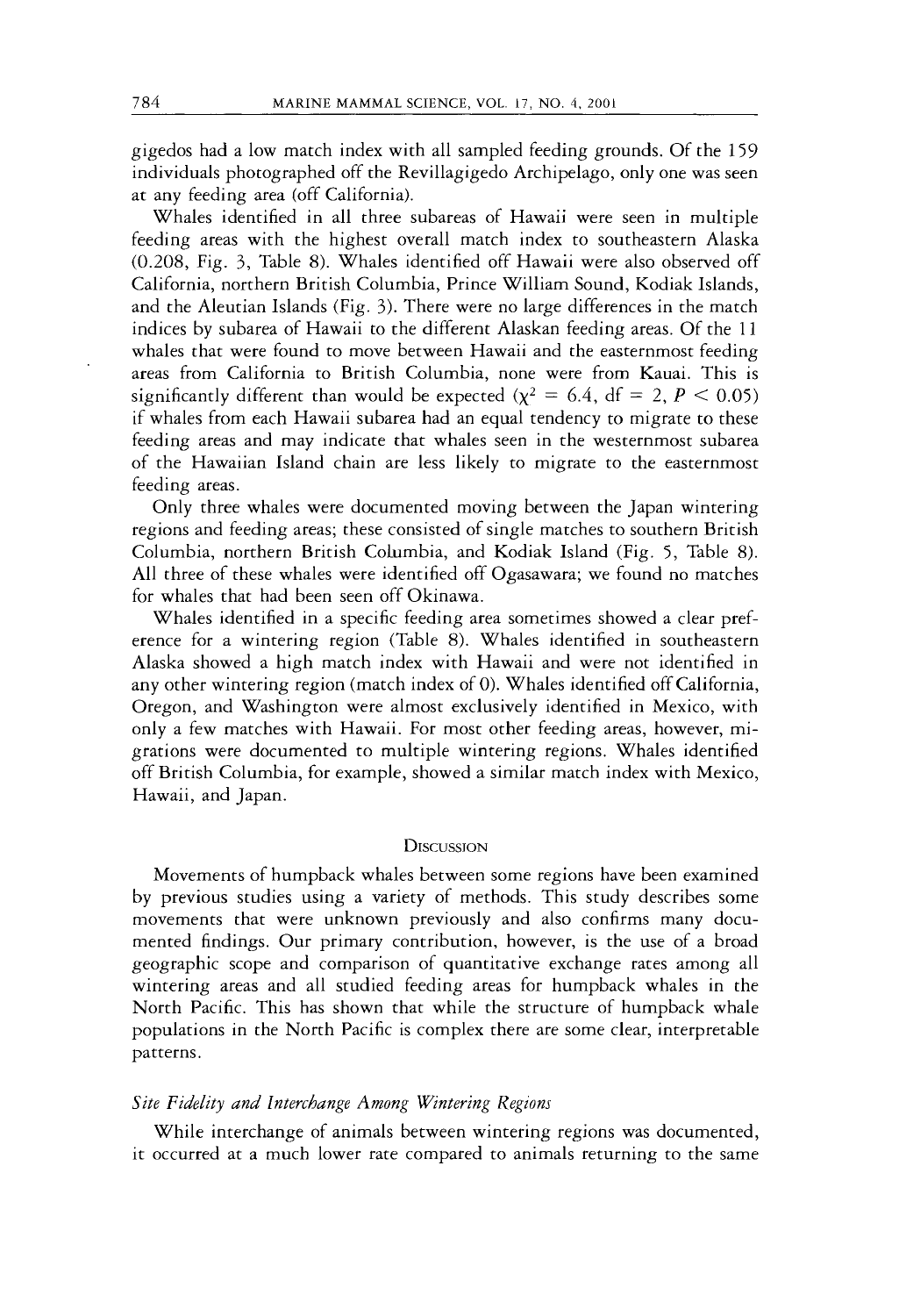gigedos had a low match index with all sampled feeding grounds. Of the 159 individuals photographed off the Revillagigedo Archipelago, only one was seen at any feeding area (off California).

Whales identified in all three subareas of Hawaii were seen in multiple feeding areas with the highest overall match index to southeastern Alaska (0.208, Fig. 3, Table 8). Whales identified off Hawaii were also observed off California, northern British Columbia, Prince William Sound, Kodiak Islands, and the Aleutian Islands (Fig. 3). There were no large differences in the match indices by subarea of Hawaii to the different Alaskan feeding areas. Of the 11 whales that were found to move between Hawaii and the easternmost feeding areas from California to British Columbia, none were from Kauai. This is significantly different than would be expected ($\chi^2 = 6.4$, df = 2, $P < 0.05$) if whales from each Hawaii subarea had an equal tendency to migrate to these feeding areas and may indicate that whales seen in the westernmost subarea of the Hawaiian Island chain are less likely to migrate to the easternmost feeding areas.

Only three whales were documented moving between the Japan wintering regions and feeding areas; these consisted of single matches to southern British Columbia, northern British Columbia, and Kodiak Island (Fig. 5, Table 8). All three of these whales were identified off Ogasawara; we found no matches for whales that had been seen off Okinawa.

Whales identified in a specific feeding area sometimes showed a clear preference for a wintering region (Table 8). Whales identified in southeastern Alaska showed a high match index with Hawaii and were not identified in any other wintering region (match index of 0). Whales identified off California, Oregon, and Washington were almost exclusively identified in Mexico, with only a few matches with Hawaii. For most other feeding areas, however, migrations were documented to multiple wintering regions. Whales identified off British Columbia, for example, showed a similar match index with Mexico, Hawaii, and Japan.

## Discussion

Movements of humpback whales between some regions have been examined by previous studies using a variety of methods. This study describes some movements that were unknown previously and also confirms many documented findings. Our primary contribution, however, is the use of a broad geographic scope and comparison of quantitative exchange rates among all wintering areas and all studied feeding areas for humpback whales in the North Pacific. This has shown that while the structure of humpback whale populations in the North Pacific is complex there are some clear, interpretable patterns.

### *Site Fidelity and Interchange Among Wintering Regions*

While interchange of animals between wintering regions was documented, it occurred at a much lower rate compared to animals returning to the same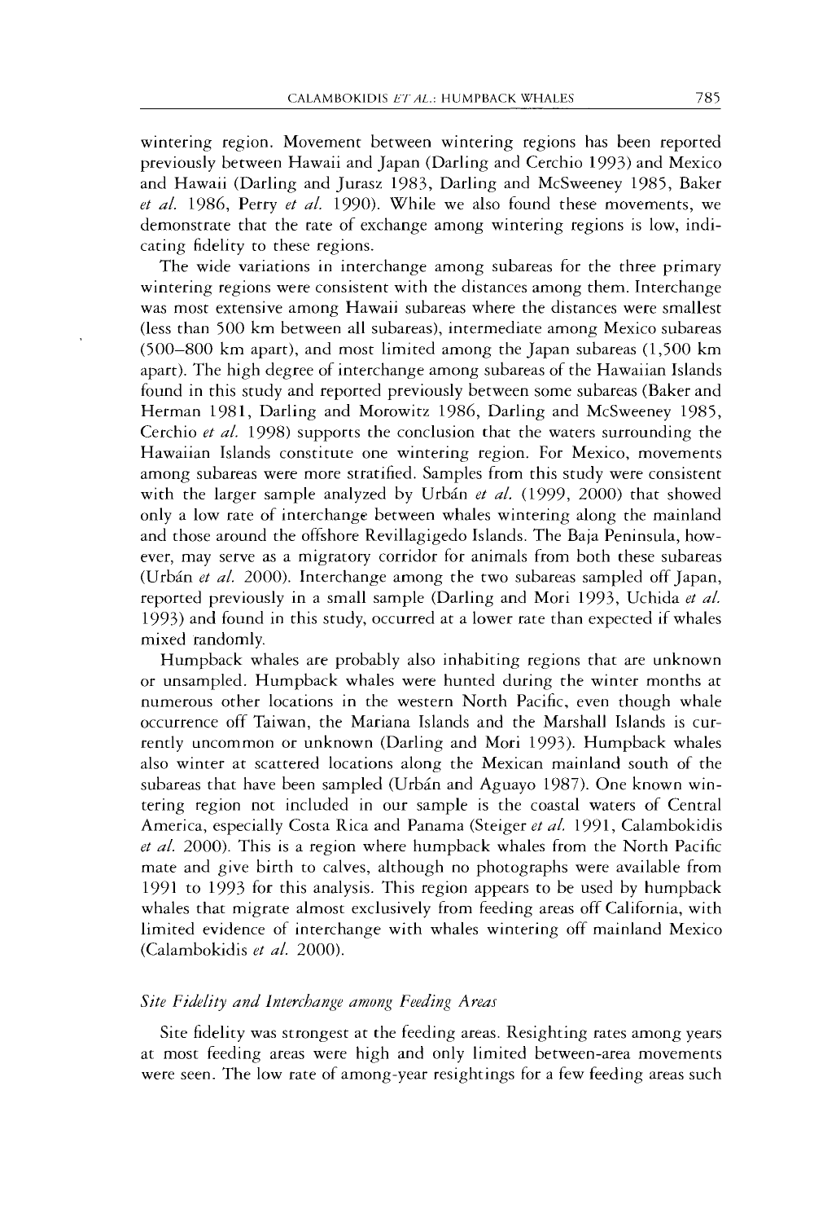wintering region. Movement between wintering regions has been reported previously between Hawaii and Japan (Darling and Cerchio 1993) and Mexico and Hawaii (Darling and Jurasz 1983, Darling and McSweeney 1985, Baker *et al.* 1986, Perry *et al.* 1990). While we also found these movements, we demonstrate that the rate of exchange among wintering regions is low, indicating fidelity to these regions.

The wide variations in interchange among subareas for the three primary wintering regions were consistent with the distances among them. Interchange was most extensive among Hawaii subareas where the distances were smallest (less than 500 km between all subareas), intermediate among Mexico subareas (500–800 km apart), and most limited among the Japan subareas (1,500 km apart). The high degree of interchange among subareas of the Hawaiian Islands found in this study and reported previously between some subareas (Baker and Herman 1981, Darling and Morowitz 1986, Darling and McSweeney 1985, Cerchio *et al.* 1998) supports the conclusion that the waters surrounding the Hawaiian Islands constitute one wintering region. For Mexico, movements among subareas were more stratified. Samples from this study were consistent with the larger sample analyzed by Urbán *et al.* (1999, 2000) that showed only a low rate of interchange between whales wintering along the mainland and those around the offshore Revillagigedo Islands. The Baja Peninsula, however, may serve as a migratory corridor for animals from both these subareas (Urbán *et al.* 2000). Interchange among the two subareas sampled off Japan, reported previously in a small sample (Darling and Mori 1993, Uchida *et al.* 1993) and found in this study, occurred at a lower rate than expected if whales mixed randomly.

Humpback whales are probably also inhabiting regions that are unknown or unsampled. Humpback whales were hunted during the winter months at numerous other locations in the western North Pacific, even though whale occurrence off Taiwan, the Mariana Islands and the Marshall Islands is currently uncommon or unknown (Darling and Mori 1993). Humpback whales also winter at scattered locations along the Mexican mainland south of the subareas that have been sampled (Urbán and Aguayo 1987). One known wintering region not included in our sample is the coastal waters of Central America, especially Costa Rica and Panama (Steiger *et al.* 1991, Calambokidis *et al.* 2000). This is a region where humpback whales from the North Pacific mate and give birth to calves, although no photographs were available from 1991 to 1993 for this analysis. This region appears to be used by humpback whales that migrate almost exclusively from feeding areas off California, with limited evidence of interchange with whales wintering off mainland Mexico (Calambokidis *et al.* 2000).

### *Site Fidelity and Interchange among Feeding Areas*

Site fidelity was strongest at the feeding areas. Resighting rates among years at most feeding areas were high and only limited between-area movements were seen. The low rate of among-year resightings for a few feeding areas such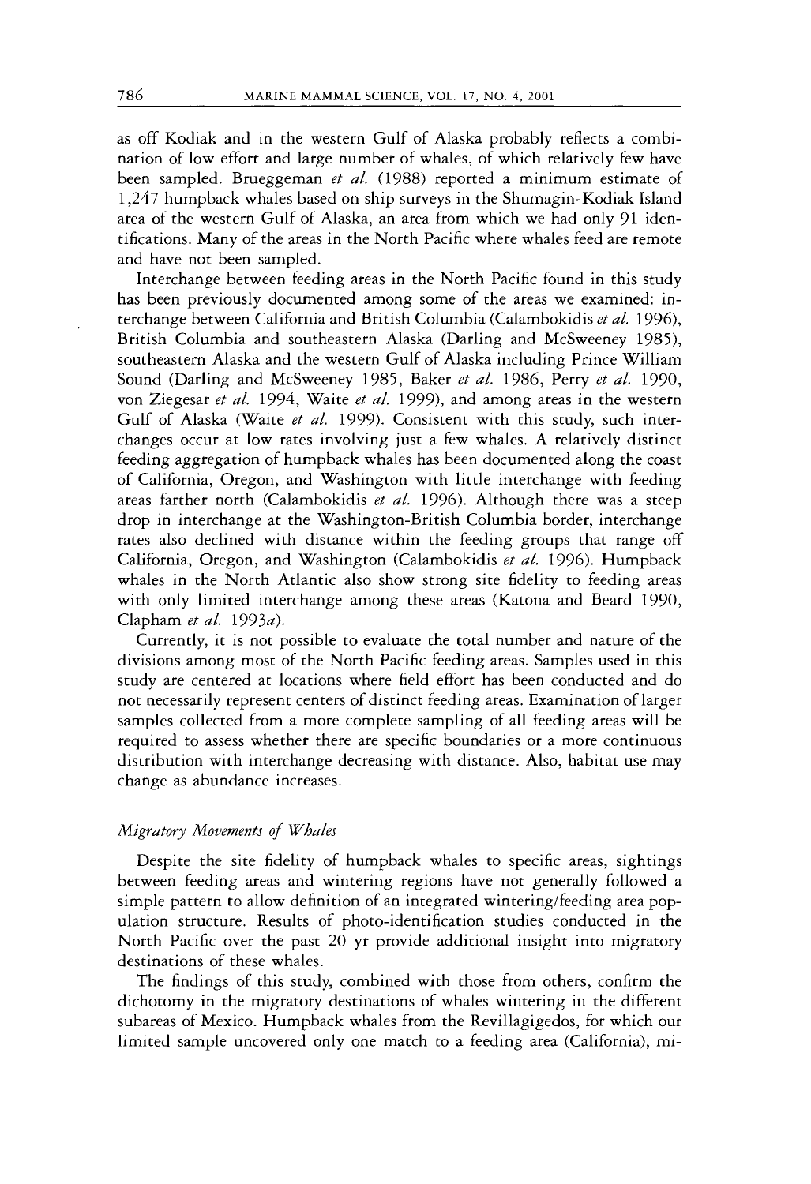as off Kodiak and in the western Gulf of Alaska probably reflects a combination of low effort and large number of whales, of which relatively few have been sampled. Brueggeman *et al.* (1988) reported a minimum estimate of 1,247 humpback whales based on ship surveys in the Shumagin-Kodiak Island area of the western Gulf of Alaska, an area from which we had only 91 identifications. Many of the areas in the North Pacific where whales feed are remote and have not been sampled.

Interchange between feeding areas in the North Pacific found in this study has been previously documented among some of the areas we examined: interchange between California and British Columbia (Calambokidis *et al.* 1996), British Columbia and southeastern Alaska (Darling and McSweeney 1985), southeastern Alaska and the western Gulf of Alaska including Prince William Sound (Darling and McSweeney 1985, Baker *et al.* 1986, Perry *et al.* 1990, von Ziegesar *et al.* 1994, Waite *et al.* 1999), and among areas in the western Gulf of Alaska (Waite *et al.* 1999). Consistent with this study, such interchanges occur at low rates involving just a few whales. A relatively distinct feeding aggregation of humpback whales has been documented along the coast of California, Oregon, and Washington with little interchange with feeding areas farther north (Calambokidis *et al.* 1996). Although there was a steep drop in interchange at the Washington-British Columbia border, interchange rates also declined with distance within the feeding groups that range off California, Oregon, and Washington (Calambokidis *et al.* 1996). Humpback whales in the North Atlantic also show strong site fidelity to feeding areas with only limited interchange among these areas (Katona and Beard 1990, Clapham *et al.* 1993*a*).

Currently, it is not possible to evaluate the total number and nature of the divisions among most of the North Pacific feeding areas. Samples used in this study are centered at locations where field effort has been conducted and do not necessarily represent centers of distinct feeding areas. Examination of larger samples collected from a more complete sampling of all feeding areas will be required to assess whether there are specific boundaries or a more continuous distribution with interchange decreasing with distance. Also, habitat use may change as abundance increases.

### *Migratory Movements of Whales*

Despite the site fidelity of humpback whales to specific areas, sightings between feeding areas and wintering regions have not generally followed a simple pattern to allow definition of an integrated wintering/feeding area population structure. Results of photo-identification studies conducted in the North Pacific over the past 20 yr provide additional insight into migratory destinations of these whales.

The findings of this study, combined with those from others, confirm the dichotomy in the migratory destinations of whales wintering in the different subareas of Mexico. Humpback whales from the Revillagigedos, for which our limited sample uncovered only one match to a feeding area (California), mi-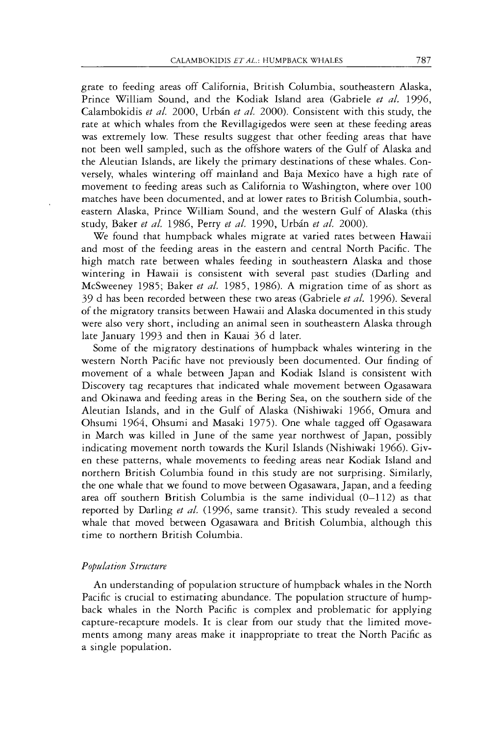grate to feeding areas off California, British Columbia, southeastern Alaska, Prince William Sound, and the Kodiak Island area (Gabriele *et al.* 1996, Calambokidis *et al.* 2000, Urbán *et al.* 2000). Consistent with this study, the rate at which whales from the Revillagigedos were seen at these feeding areas was extremely low. These results suggest that other feeding areas that have not been well sampled, such as the offshore waters of the Gulf of Alaska and the Aleutian Islands, are likely the primary destinations of these whales. Conversely, whales wintering off mainland and Baja Mexico have a high rate of movement to feeding areas such as California to Washington, where over 100 matches have been documented, and at lower rates to British Columbia, southeastern Alaska, Prince William Sound, and the western Gulf of Alaska (this study, Baker *et al.* 1986, Perry *et al.* 1990, Urbán *et al.* 2000).

We found that humpback whales migrate at varied rates between Hawaii and most of the feeding areas in the eastern and central North Pacific. The high match rate between whales feeding in southeastern Alaska and those wintering in Hawaii is consistent with several past studies (Darling and McSweeney 1985; Baker *et al.* 1985, 1986). A migration time of as short as 39 d has been recorded between these two areas (Gabriele *et al.* 1996). Several of the migratory transits between Hawaii and Alaska documented in this study were also very short, including an animal seen in southeastern Alaska through late January 1993 and then in Kauai 36 d later.

Some of the migratory destinations of humpback whales wintering in the western North Pacific have not previously been documented. Our finding of movement of a whale between Japan and Kodiak Island is consistent with Discovery tag recaptures that indicated whale movement between Ogasawara and Okinawa and feeding areas in the Bering Sea, on the southern side of the Aleutian Islands, and in the Gulf of Alaska (Nishiwaki 1966, Omura and Ohsumi 1964, Ohsumi and Masaki 1975). One whale tagged off Ogasawara in March was killed in June of the same year northwest of Japan, possibly indicating movement north towards the Kuril Islands (Nishiwaki 1966). Given these patterns, whale movements to feeding areas near Kodiak Island and northern British Columbia found in this study are not surprising. Similarly, the one whale that we found to move between Ogasawara, Japan, and a feeding area off southern British Columbia is the same individual (0–112) as that reported by Darling *et al.* (1996, same transit). This study revealed a second whale that moved between Ogasawara and British Columbia, although this time to northern British Columbia.

### *Population Structure*

An understanding of population structure of humpback whales in the North Pacific is crucial to estimating abundance. The population structure of humpback whales in the North Pacific is complex and problematic for applying capture-recapture models. It is clear from our study that the limited movements among many areas make it inappropriate to treat the North Pacific as a single population.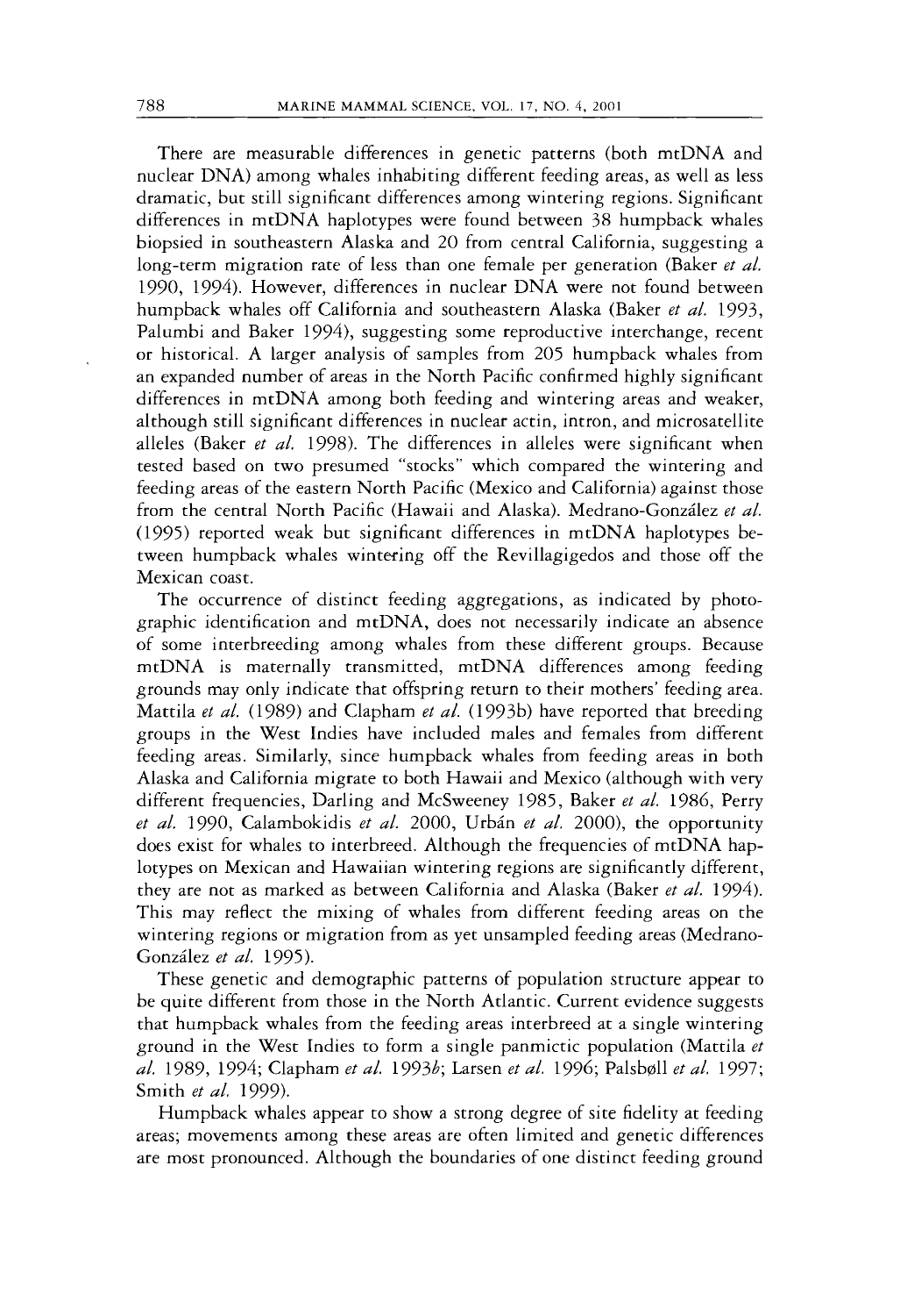There are measurable differences in genetic patterns (both mtDNA and nuclear DNA) among whales inhabiting different feeding areas, as well as less dramatic, but still significant differences among wintering regions. Significant differences in mtDNA haplotypes were found between 38 humpback whales biopsied in southeastern Alaska and 20 from central California, suggesting a long-term migration rate of less than one female per generation (Baker *et al.* 1990, 1994). However, differences in nuclear DNA were not found between humpback whales off California and southeastern Alaska (Baker *et al.* 1993, Palumbi and Baker 1994), suggesting some reproductive interchange, recent or historical. A larger analysis of samples from 205 humpback whales from an expanded number of areas in the North Pacific confirmed highly significant differences in mtDNA among both feeding and wintering areas and weaker, although still significant differences in nuclear actin, intron, and microsatellite alleles (Baker *et al.* 1998). The differences in alleles were significant when tested based on two presumed "stocks" which compared the wintering and feeding areas of the eastern North Pacific (Mexico and California) against those from the central North Pacific (Hawaii and Alaska). Medrano-González *et al.* (1995) reported weak but significant differences in mtDNA haplotypes between humpback whales wintering off the Revillagigedos and those off the Mexican coast.

The occurrence of distinct feeding aggregations, as indicated by photographic identification and mtDNA, does not necessarily indicate an absence of some interbreeding among whales from these different groups. Because mtDNA is maternally transmitted, mtDNA differences among feeding grounds may only indicate that offspring return to their mothers' feeding area. Mattila *et al.* (1989) and Clapham *et al.* (1993b) have reported that breeding groups in the West Indies have included males and females from different feeding areas. Similarly, since humpback whales from feeding areas in both Alaska and California migrate to both Hawaii and Mexico (although with very different frequencies, Darling and McSweeney 1985, Baker *et al.* 1986, Perry *et al.* 1990, Calambokidis *et al.* 2000, Urbán *et al.* 2000), the opportunity does exist for whales to interbreed. Although the frequencies of mtDNA haplotypes on Mexican and Hawaiian wintering regions are significantly different, they are not as marked as between California and Alaska (Baker *et al.* 1994). This may reflect the mixing of whales from different feeding areas on the wintering regions or migration from as yet unsampled feeding areas (Medrano-González *et al.* 1995).

These genetic and demographic patterns of population structure appear to be quite different from those in the North Atlantic. Current evidence suggests that humpback whales from the feeding areas interbreed at a single wintering ground in the West Indies to form a single panmictic population (Mattila *et al.* 1989, 1994; Clapham *et al.* 1993*b*; Larsen *et al.* 1996; Palsbøll *et al.* 1997; Smith *et al.* 1999).

Humpback whales appear to show a strong degree of site fidelity at feeding areas; movements among these areas are often limited and genetic differences are most pronounced. Although the boundaries of one distinct feeding ground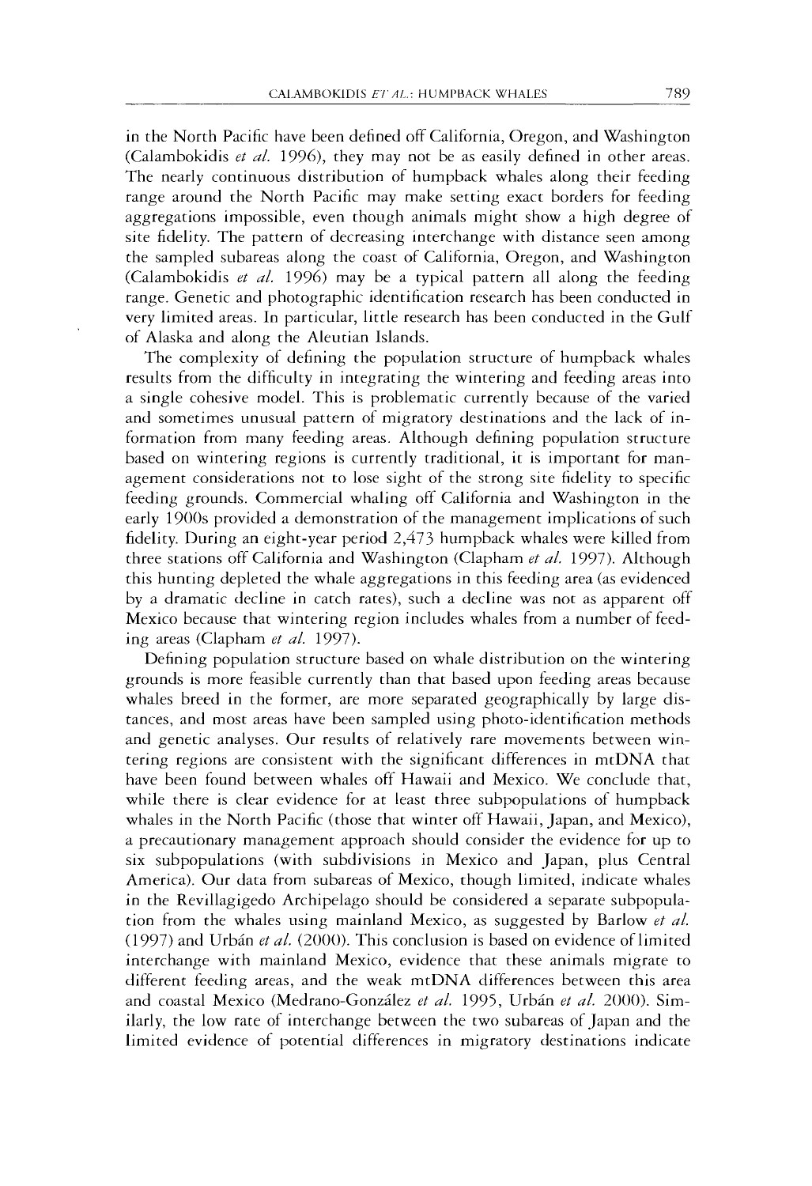in the North Pacific have been defined off California, Oregon, and Washington (Calambokidis *et al.* 1996), they may not be as easily defined in other areas. The nearly continuous distribution of humpback whales along their feeding range around the North Pacific may make setting exact borders for feeding aggregations impossible, even though animals might show a high degree of site fidelity. The pattern of decreasing interchange with distance seen among the sampled subareas along the coast of California, Oregon, and Washington (Calambokidis *et al.* 1996) may be a typical pattern all along the feeding range. Genetic and photographic identification research has been conducted in very limited areas. In particular, little research has been conducted in the Gulf of Alaska and along the Aleutian Islands.

The complexity of defining the population structure of humpback whales results from the difficulty in integrating the wintering and feeding areas into a single cohesive model. This is problematic currently because of the varied and sometimes unusual pattern of migratory destinations and the lack of information from many feeding areas. Although defining population structure based on wintering regions is currently traditional, it is important for management considerations not to lose sight of the strong site fidelity to specific feeding grounds. Commercial whaling off California and Washington in the early 1900s provided a demonstration of the management implications of such fidelity. During an eight-year period 2,473 humpback whales were killed from three stations off California and Washington (Clapham *et al.* 1997). Although this hunting depleted the whale aggregations in this feeding area (as evidenced by a dramatic decline in catch rates), such a decline was not as apparent off Mexico because that wintering region includes whales from a number of feeding areas (Clapham *et al.* 1997).

Defining population structure based on whale distribution on the wintering grounds is more feasible currently than that based upon feeding areas because whales breed in the former, are more separated geographically by large distances, and most areas have been sampled using photo-identification methods and genetic analyses. Our results of relatively rare movements between wintering regions are consistent with the significant differences in mtDNA that have been found between whales off Hawaii and Mexico. We conclude that, while there is clear evidence for at least three subpopulations of humpback whales in the North Pacific (those that winter off Hawaii, Japan, and Mexico), a precautionary management approach should consider the evidence for up to six subpopulations (with subdivisions in Mexico and Japan, plus Central America). Our data from subareas of Mexico, though limited, indicate whales in the Revillagigedo Archipelago should be considered a separate subpopulation from the whales using mainland Mexico, as suggested by Barlow *et al.* (1997) and Urbán *et al.* (2000). This conclusion is based on evidence of limited interchange with mainland Mexico, evidence that these animals migrate to different feeding areas, and the weak mtDNA differences between this area and coastal Mexico (Medrano-González *et al.* 1995, Urbán *et al.* 2000). Similarly, the low rate of interchange between the two subareas of Japan and the limited evidence of potential differences in migratory destinations indicate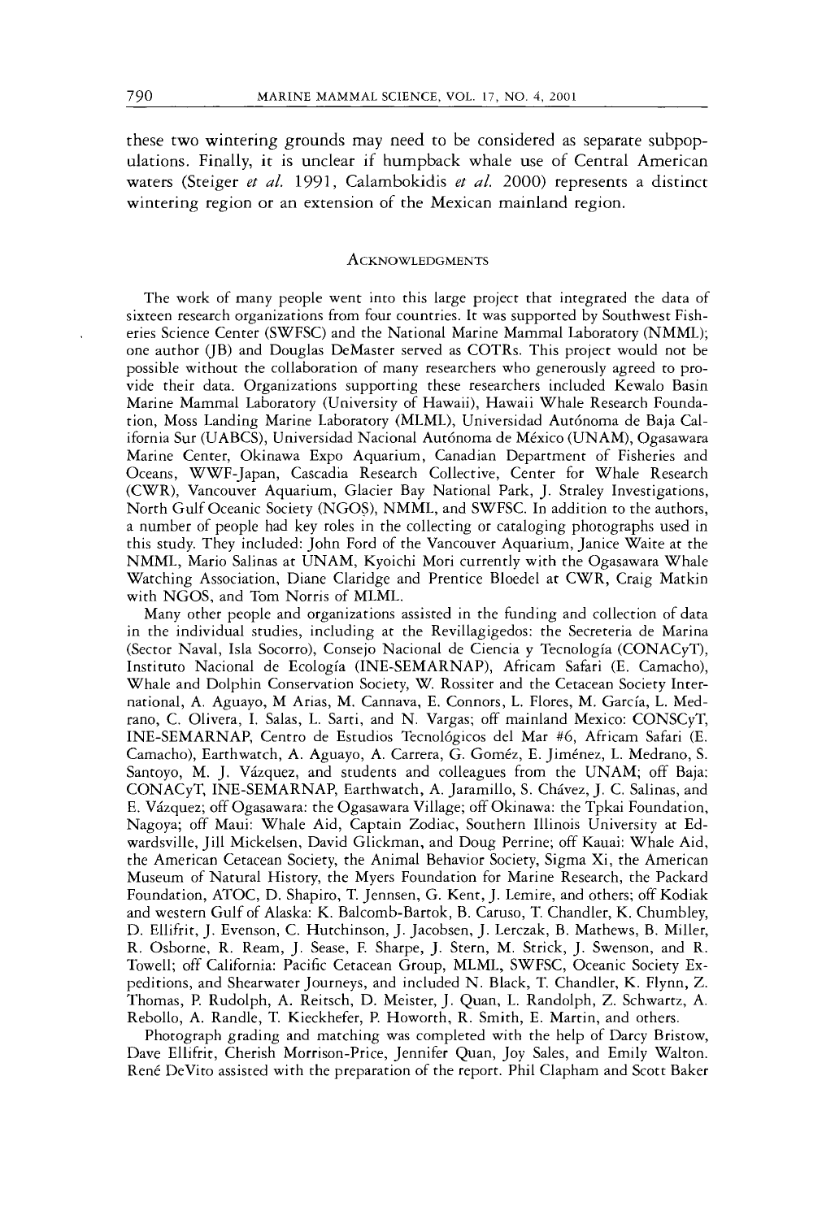these two wintering grounds may need to be considered as separate subpopulations. Finally, it is unclear if humpback whale use of Central American waters (Steiger *et al.* 1991, Calambokidis *et al.* 2000) represents a distinct wintering region or an extension of the Mexican mainland region.

## Acknowledgments

The work of many people went into this large project that integrated the data of sixteen research organizations from four countries. It was supported by Southwest Fisheries Science Center (SWFSC) and the National Marine Mammal Laboratory (NMML); one author (JB) and Douglas DeMaster served as COTRs. This project would not be possible without the collaboration of many researchers who generously agreed to provide their data. Organizations supporting these researchers included Kewalo Basin Marine Mammal Laboratory (University of Hawaii), Hawaii Whale Research Foundation, Moss Landing Marine Laboratory (MLML), Universidad Autónoma de Baja California Sur (UABCS), Universidad Nacional Autónoma de México (UNAM), Ogasawara Marine Center, Okinawa Expo Aquarium, Canadian Department of Fisheries and Oceans, WWF-Japan, Cascadia Research Collective, Center for Whale Research (CWR), Vancouver Aquarium, Glacier Bay National Park, J. Straley Investigations, North Gulf Oceanic Society (NGOS), NMML, and SWFSC. In addition to the authors, a number of people had key roles in the collecting or cataloging photographs used in this study. They included: John Ford of the Vancouver Aquarium, Janice Waite at the NMML, Mario Salinas at UNAM, Kyoichi Mori currently with the Ogasawara Whale Watching Association, Diane Claridge and Prentice Bloedel at CWR, Craig Matkin with NGOS, and Tom Norris of MLML.

Many other people and organizations assisted in the funding and collection of data in the individual studies, including at the Revillagigedos: the Secreteria de Marina (Sector Naval, Isla Socorro), Consejo Nacional de Ciencia y Tecnología (CONACyT), Instituto Nacional de Ecología (INE-SEMARNAP), Africam Safari (E. Camacho), Whale and Dolphin Conservation Society, W. Rossiter and the Cetacean Society International, A. Aguayo, M Arias, M. Cannava, E. Connors, L. Flores, M. García, L. Medrano, C. Olivera, I. Salas, L. Sarti, and N. Vargas; off mainland Mexico: CONSCyT, INE-SEMARNAP, Centro de Estudios Tecnológicos del Mar #6, Africam Safari (E. Camacho), Earthwatch, A. Aguayo, A. Carrera, G. Goméz, E. Jiménez, L. Medrano, S. Santoyo, M. J. Vázquez, and students and colleagues from the UNAM; off Baja: CONACyT, INE-SEMARNAP, Earthwatch, A. Jaramillo, S. Chávez, J. C. Salinas, and E. Vázquez; off Ogasawara: the Ogasawara Village; off Okinawa: the Tpkai Foundation, Nagoya; off Maui: Whale Aid, Captain Zodiac, Southern Illinois University at Edwardsville, Jill Mickelsen, David Glickman, and Doug Perrine; off Kauai: Whale Aid, the American Cetacean Society, the Animal Behavior Society, Sigma Xi, the American Museum of Natural History, the Myers Foundation for Marine Research, the Packard Foundation, ATOC, D. Shapiro, T. Jennsen, G. Kent, J. Lemire, and others; off Kodiak and western Gulf of Alaska: K. Balcomb-Bartok, B. Caruso, T. Chandler, K. Chumbley, D. Ellifrit, J. Evenson, C. Hutchinson, J. Jacobsen, J. Lerczak, B. Mathews, B. Miller, R. Osborne, R. Ream, J. Sease, F. Sharpe, J. Stern, M. Strick, J. Swenson, and R. Towell; off California: Pacific Cetacean Group, MLML, SWFSC, Oceanic Society Expeditions, and Shearwater Journeys, and included N. Black, T. Chandler, K. Flynn, Z. Thomas, P. Rudolph, A. Reitsch, D. Meister, J. Quan, L. Randolph, Z. Schwartz, A. Rebollo, A. Randle, T. Kieckhefer, P. Howorth, R. Smith, E. Martin, and others.

Photograph grading and matching was completed with the help of Darcy Bristow, Dave Ellifrit, Cherish Morrison-Price, Jennifer Quan, Joy Sales, and Emily Walton. René DeVito assisted with the preparation of the report. Phil Clapham and Scott Baker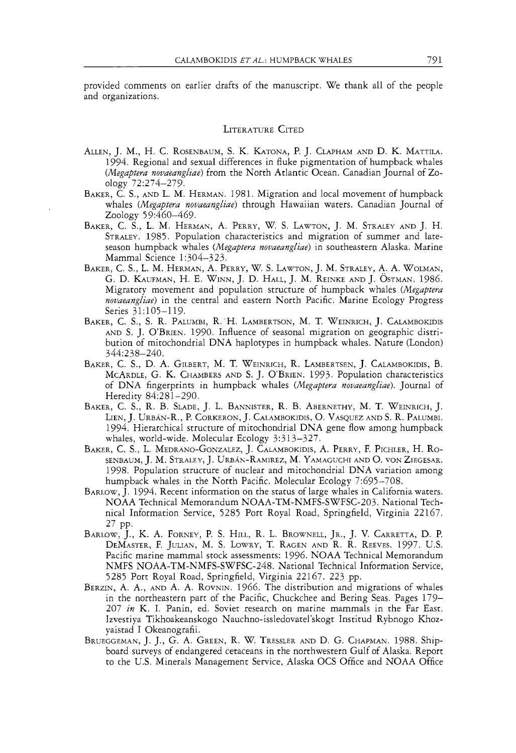provided comments on earlier drafts of the manuscript. We thank all of the people and organizations.

## Literature Cited

Allen, J. M., H. C. Rosenbaum, S. K. Katona, P. J. Clapham and D. K. Mattila. 1994. Regional and sexual differences in fluke pigmentation of humpback whales (*Megaptera novaeangliae*) from the North Atlantic Ocean. Canadian Journal of Zoology 72:274–279.

Baker, C. S., and L. M. Herman. 1981. Migration and local movement of humpback whales (*Megaptera novaeangliae*) through Hawaiian waters. Canadian Journal of Zoology 59:460–469.

Baker, C. S., L. M. Herman, A. Perry, W. S. Lawton, J. M. Straley and J. H. Straley. 1985. Population characteristics and migration of summer and late-season humpback whales (*Megaptera novaeangliae*) in southeastern Alaska. Marine Mammal Science 1:304–323.

Baker, C. S., L. M. Herman, A. Perry, W. S. Lawton, J. M. Straley, A. A. Wolman, G. D. Kaufman, H. E. Winn, J. D. Hall, J. M. Reinke and J. Östman. 1986. Migratory movement and population structure of humpback whales (*Megaptera novaeangliae*) in the central and eastern North Pacific. Marine Ecology Progress Series 31:105–119.

Baker, C. S., S. R. Palumbi, R. H. Lambertson, M. T. Weinrich, J. Calambokidis and S. J. O'Brien. 1990. Influence of seasonal migration on geographic distribution of mitochondrial DNA haplotypes in humpback whales. Nature (London) 344:238–240.

Baker, C. S., D. A. Gilbert, M. T. Weinrich, R. Lambertsen, J. Calambokidis, B. McArdle, G. K. Chambers and S. J. O'Brien. 1993. Population characteristics of DNA fingerprints in humpback whales (*Megaptera novaeangliae*). Journal of Heredity 84:281–290.

Baker, C. S., R. B. Slade, J. L. Bannister, R. B. Abernethy, M. T. Weinrich, J. Lien, J. Urbán-R., P. Corkeron, J. Calambokidis, O. Vasquez and S. R. Palumbi. 1994. Hierarchical structure of mitochondrial DNA gene flow among humpback whales, world-wide. Molecular Ecology 3:313–327.

Baker, C. S., L. Medrano-Gonzalez, J. Calambokidis, A. Perry, F. Pichler, H. Rosenbaum, J. M. Straley, J. Urbán-Ramirez, M. Yamaguchi and O. von Ziegesar. 1998. Population structure of nuclear and mitochondrial DNA variation among humpback whales in the North Pacific. Molecular Ecology 7:695–708.

Barlow, J. 1994. Recent information on the status of large whales in California waters. NOAA Technical Memorandum NOAA-TM-NMFS-SWFSC-203. National Technical Information Service, 5285 Port Royal Road, Springfield, Virginia 22167. 27 pp.

Barlow, J., K. A. Forney, P. S. Hill, R. L. Brownell, Jr., J. V. Carretta, D. P. DeMaster, F. Julian, M. S. Lowry, T. Ragen and R. R. Reeves. 1997. U.S. Pacific marine mammal stock assessments: 1996. NOAA Technical Memorandum NMFS NOAA-TM-NMFS-SWFSC-248. National Technical Information Service, 5285 Port Royal Road, Springfield, Virginia 22167. 223 pp.

Berzin, A. A., and A. A. Rovnin. 1966. The distribution and migrations of whales in the northeastern part of the Pacific, Chuckchee and Bering Seas. Pages 179–207 *in* K. I. Panin, ed. Soviet research on marine mammals in the Far East. Izvestiya Tikhoakeanskogo Nauchno-issledovatel'skogt Institud Rybnogo Khozyaistad I Okeanografii.

Brueggeman, J. J., G. A. Green, R. W. Tressler and D. G. Chapman. 1988. Shipboard surveys of endangered cetaceans in the northwestern Gulf of Alaska. Report to the U.S. Minerals Management Service, Alaska OCS Office and NOAA Office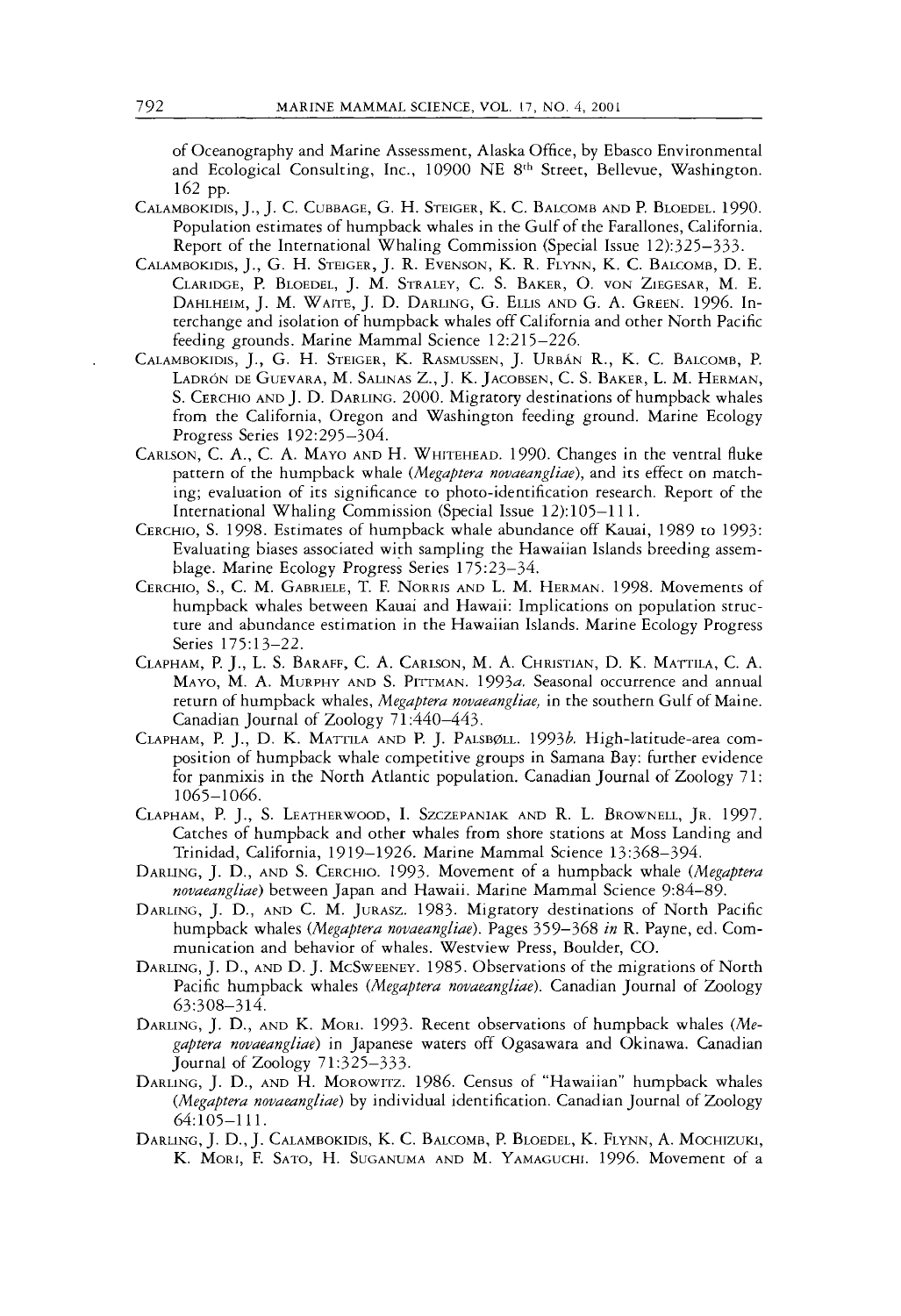of Oceanography and Marine Assessment, Alaska Office, by Ebasco Environmental and Ecological Consulting, Inc., 10900 NE 8th Street, Bellevue, Washington. 162 pp.

CALAMBOKIDIS, J., J. C. CUBBAGE, G. H. STEIGER, K. C. BALCOMB AND P. BLOEDEL. 1990. Population estimates of humpback whales in the Gulf of the Farallones, California. Report of the International Whaling Commission (Special Issue 12):325–333.

CALAMBOKIDIS, J., G. H. STEIGER, J. R. EVENSON, K. R. FLYNN, K. C. BALCOMB, D. E. CLARIDGE, P. BLOEDEL, J. M. STRALEY, C. S. BAKER, O. VON ZIEGESAR, M. E. DAHLHEIM, J. M. WAITE, J. D. DARLING, G. ELLIS AND G. A. GREEN. 1996. Interchange and isolation of humpback whales off California and other North Pacific feeding grounds. Marine Mammal Science 12:215–226.

CALAMBOKIDIS, J., G. H. STEIGER, K. RASMUSSEN, J. URBÁN R., K. C. BALCOMB, P. LADRÓN DE GUEVARA, M. SALINAS Z., J. K. JACOBSEN, C. S. BAKER, L. M. HERMAN, S. CERCHIO AND J. D. DARLING. 2000. Migratory destinations of humpback whales from the California, Oregon and Washington feeding ground. Marine Ecology Progress Series 192:295–304.

CARLSON, C. A., C. A. MAYO AND H. WHITEHEAD. 1990. Changes in the ventral fluke pattern of the humpback whale (*Megaptera novaeangliae*), and its effect on matching; evaluation of its significance to photo-identification research. Report of the International Whaling Commission (Special Issue 12):105–111.

CERCHIO, S. 1998. Estimates of humpback whale abundance off Kauai, 1989 to 1993: Evaluating biases associated with sampling the Hawaiian Islands breeding assemblage. Marine Ecology Progress Series 175:23–34.

CERCHIO, S., C. M. GABRIELE, T. F. NORRIS AND L. M. HERMAN. 1998. Movements of humpback whales between Kauai and Hawaii: Implications on population structure and abundance estimation in the Hawaiian Islands. Marine Ecology Progress Series 175:13–22.

CLAPHAM, P. J., L. S. BARAFF, C. A. CARLSON, M. A. CHRISTIAN, D. K. MATTILA, C. A. MAYO, M. A. MURPHY AND S. PITTMAN. 1993*a*. Seasonal occurrence and annual return of humpback whales, *Megaptera novaeangliae*, in the southern Gulf of Maine. Canadian Journal of Zoology 71:440–443.

CLAPHAM, P. J., D. K. MATTILA AND P. J. PALSBØLL. 1993*b*. High-latitude-area composition of humpback whale competitive groups in Samana Bay: further evidence for panmixis in the North Atlantic population. Canadian Journal of Zoology 71: 1065–1066.

CLAPHAM, P. J., S. LEATHERWOOD, I. SZCZEPANIAK AND R. L. BROWNELL, JR. 1997. Catches of humpback and other whales from shore stations at Moss Landing and Trinidad, California, 1919–1926. Marine Mammal Science 13:368–394.

DARLING, J. D., AND S. CERCHIO. 1993. Movement of a humpback whale (*Megaptera novaeangliae*) between Japan and Hawaii. Marine Mammal Science 9:84–89.

DARLING, J. D., AND C. M. JURASZ. 1983. Migratory destinations of North Pacific humpback whales (*Megaptera novaeangliae*). Pages 359–368 *in* R. Payne, ed. Communication and behavior of whales. Westview Press, Boulder, CO.

DARLING, J. D., AND D. J. MCSWEENEY. 1985. Observations of the migrations of North Pacific humpback whales (*Megaptera novaeangliae*). Canadian Journal of Zoology 63:308–314.

DARLING, J. D., AND K. MORI. 1993. Recent observations of humpback whales (*Megaptera novaeangliae*) in Japanese waters off Ogasawara and Okinawa. Canadian Journal of Zoology 71:325–333.

DARLING, J. D., AND H. MOROWITZ. 1986. Census of "Hawaiian" humpback whales (*Megaptera novaeangliae*) by individual identification. Canadian Journal of Zoology 64:105–111.

DARLING, J. D., J. CALAMBOKIDIS, K. C. BALCOMB, P. BLOEDEL, K. FLYNN, A. MOCHIZUKI, K. MORI, F. SATO, H. SUGANUMA AND M. YAMAGUCHI. 1996. Movement of a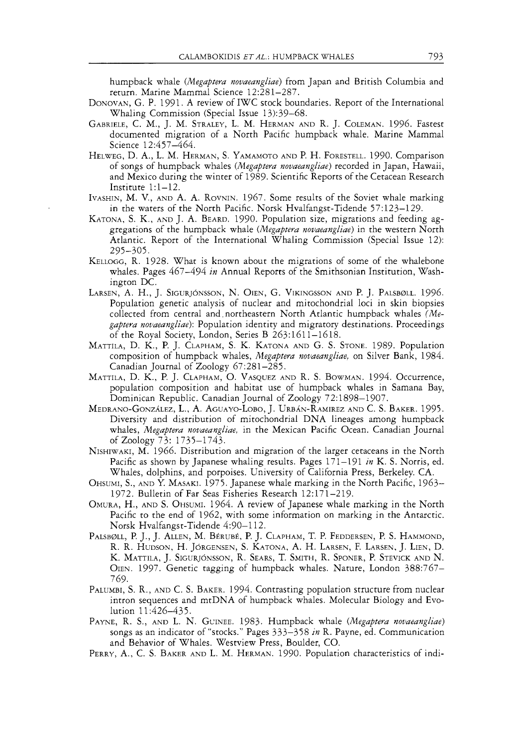humpback whale (*Megaptera novaeangliae*) from Japan and British Columbia and return. Marine Mammal Science 12:281–287.

DONOVAN, G. P. 1991. A review of IWC stock boundaries. Report of the International Whaling Commission (Special Issue 13):39–68.

GABRIELE, C. M., J. M. STRALEY, L. M. HERMAN AND R. J. COLEMAN. 1996. Fastest documented migration of a North Pacific humpback whale. Marine Mammal Science 12:457–464.

HELWEG, D. A., L. M. HERMAN, S. YAMAMOTO AND P. H. FORESTELL. 1990. Comparison of songs of humpback whales (*Megaptera novaeangliae*) recorded in Japan, Hawaii, and Mexico during the winter of 1989. Scientific Reports of the Cetacean Research Institute 1:1–12.

IVASHIN, M. V., AND A. A. ROVNIN. 1967. Some results of the Soviet whale marking in the waters of the North Pacific. Norsk Hvalfangst-Tidende 57:123–129.

KATONA, S. K., AND J. A. BEARD. 1990. Population size, migrations and feeding aggregations of the humpback whale (*Megaptera novaeangliae*) in the western North Atlantic. Report of the International Whaling Commission (Special Issue 12): 295–305.

KELLOGG, R. 1928. What is known about the migrations of some of the whalebone whales. Pages 467–494 *in* Annual Reports of the Smithsonian Institution, Washington DC.

LARSEN, A. H., J. SIGURJÓNSSON, N. OIEN, G. VIKINGSSON AND P. J. PALSBØLL. 1996. Population genetic analysis of nuclear and mitochondrial loci in skin biopsies collected from central and northeastern North Atlantic humpback whales (*Megaptera novaeangliae*): Population identity and migratory destinations. Proceedings of the Royal Society, London, Series B 263:1611–1618.

MATTILA, D. K., P. J. CLAPHAM, S. K. KATONA AND G. S. STONE. 1989. Population composition of humpback whales, *Megaptera novaeangliae*, on Silver Bank, 1984. Canadian Journal of Zoology 67:281–285.

MATTILA, D. K., P. J. CLAPHAM, O. VASQUEZ AND R. S. BOWMAN. 1994. Occurrence, population composition and habitat use of humpback whales in Samana Bay, Dominican Republic. Canadian Journal of Zoology 72:1898–1907.

MEDRANO-GONZÁLEZ, L., A. AGUAYO-LOBO, J. URBÁN-RAMIREZ AND C. S. BAKER. 1995. Diversity and distribution of mitochondrial DNA lineages among humpback whales, *Megaptera novaeangliae*, in the Mexican Pacific Ocean. Canadian Journal of Zoology 73: 1735–1743.

NISHIWAKI, M. 1966. Distribution and migration of the larger cetaceans in the North Pacific as shown by Japanese whaling results. Pages 171–191 *in* K. S. Norris, ed. Whales, dolphins, and porpoises. University of California Press, Berkeley. CA.

OHSUMI, S., AND Y. MASAKI. 1975. Japanese whale marking in the North Pacific, 1963–1972. Bulletin of Far Seas Fisheries Research 12:171–219.

OMURA, H., AND S. OHSUMI. 1964. A review of Japanese whale marking in the North Pacific to the end of 1962, with some information on marking in the Antarctic. Norsk Hvalfangst-Tidende 4:90–112.

PALSBØLL, P. J., J. ALLEN, M. BÉRUBÉ, P. J. CLAPHAM, T. P. FEDDERSEN, P. S. HAMMOND, R. R. HUDSON, H. JÓRGENSEN, S. KATONA, A. H. LARSEN, F. LARSEN, J. LIEN, D. K. MATTILA, J. SIGURJÓNSSON, R. SEARS, T. SMITH, R. SPONER, P. STEVICK AND N. OIEN. 1997. Genetic tagging of humpback whales. Nature, London 388:767–769.

PALUMBI, S. R., AND C. S. BAKER. 1994. Contrasting population structure from nuclear intron sequences and mtDNA of humpback whales. Molecular Biology and Evolution 11:426–435.

PAYNE, R. S., AND L. N. GUINEE. 1983. Humpback whale (*Megaptera novaeangliae*) songs as an indicator of "stocks." Pages 333–358 *in* R. Payne, ed. Communication and Behavior of Whales. Westview Press, Boulder, CO.

PERRY, A., C. S. BAKER AND L. M. HERMAN. 1990. Population characteristics of indi-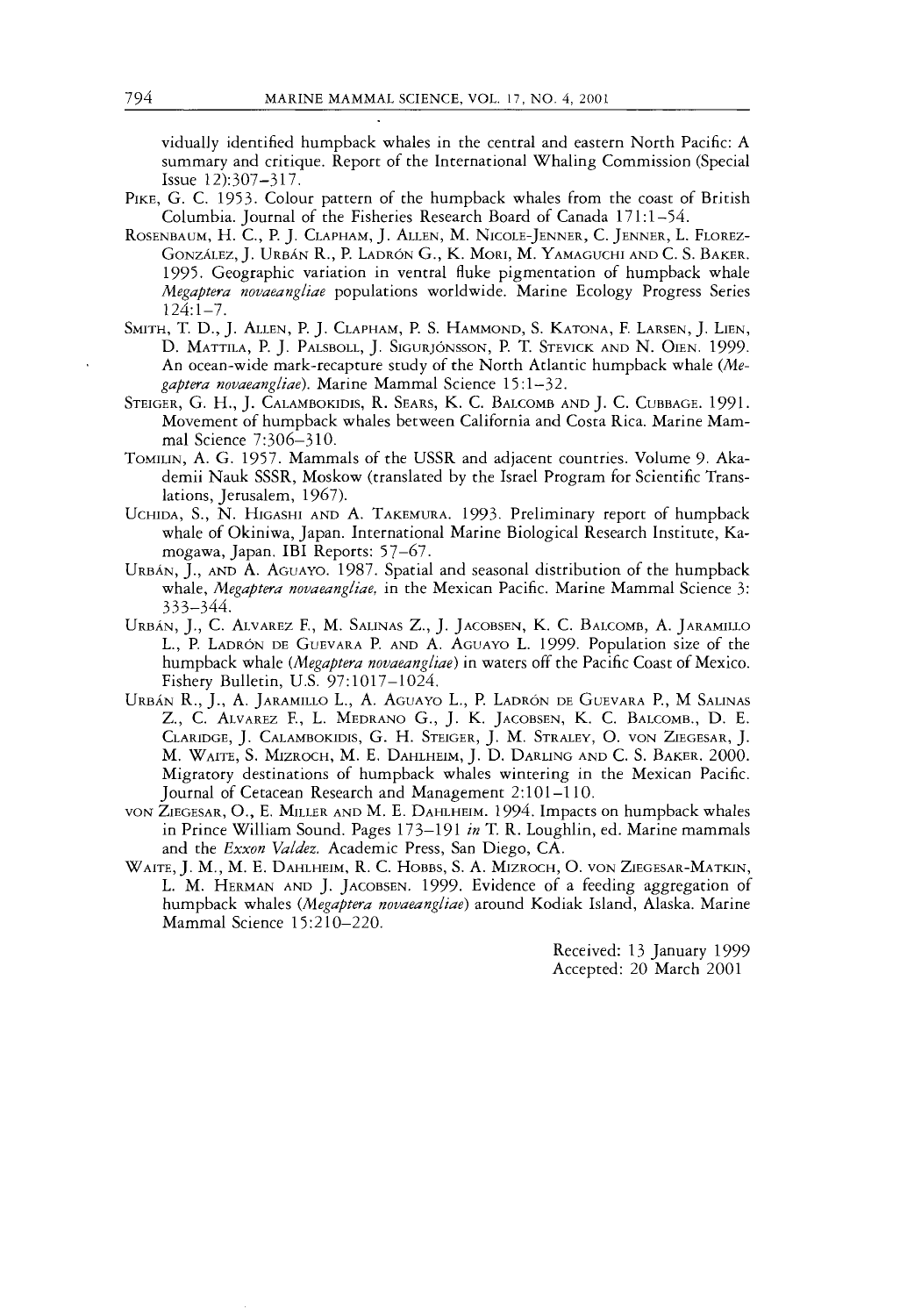vidually identified humpback whales in the central and eastern North Pacific: A summary and critique. Report of the International Whaling Commission (Special Issue 12):307–317.

PIKE, G. C. 1953. Colour pattern of the humpback whales from the coast of British Columbia. Journal of the Fisheries Research Board of Canada 171:1–54.

ROSENBAUM, H. C., P. J. CLAPHAM, J. ALLEN, M. NICOLE-JENNER, C. JENNER, L. FLOREZ-GONZÁLEZ, J. URBÁN R., P. LADRÓN G., K. MORI, M. YAMAGUCHI AND C. S. BAKER. 1995. Geographic variation in ventral fluke pigmentation of humpback whale *Megaptera novaeangliae* populations worldwide. Marine Ecology Progress Series 124:1–7.

SMITH, T. D., J. ALLEN, P. J. CLAPHAM, P. S. HAMMOND, S. KATONA, F. LARSEN, J. LIEN, D. MATTILA, P. J. PALSBOLL, J. SIGURJÓNSSON, P. T. STEVICK AND N. OIEN. 1999. An ocean-wide mark-recapture study of the North Atlantic humpback whale (*Megaptera novaeangliae*). Marine Mammal Science 15:1–32.

STEIGER, G. H., J. CALAMBOKIDIS, R. SEARS, K. C. BALCOMB AND J. C. CUBBAGE. 1991. Movement of humpback whales between California and Costa Rica. Marine Mammal Science 7:306–310.

TOMILIN, A. G. 1957. Mammals of the USSR and adjacent countries. Volume 9. Akademii Nauk SSSR, Moskow (translated by the Israel Program for Scientific Translations, Jerusalem, 1967).

UCHIDA, S., N. HIGASHI AND A. TAKEMURA. 1993. Preliminary report of humpback whale of Okiniwa, Japan. International Marine Biological Research Institute, Kamogawa, Japan. IBI Reports: 57–67.

URBÁN, J., AND A. AGUAYO. 1987. Spatial and seasonal distribution of the humpback whale, *Megaptera novaeangliae*, in the Mexican Pacific. Marine Mammal Science 3: 333–344.

URBÁN, J., C. ALVAREZ F., M. SALINAS Z., J. JACOBSEN, K. C. BALCOMB, A. JARAMILLO L., P. LADRÓN DE GUEVARA P. AND A. AGUAYO L. 1999. Population size of the humpback whale (*Megaptera novaeangliae*) in waters off the Pacific Coast of Mexico. Fishery Bulletin, U.S. 97:1017–1024.

URBÁN R., J., A. JARAMILLO L., A. AGUAYO L., P. LADRÓN DE GUEVARA P., M SALINAS Z., C. ALVAREZ F., L. MEDRANO G., J. K. JACOBSEN, K. C. BALCOMB., D. E. CLARIDGE, J. CALAMBOKIDIS, G. H. STEIGER, J. M. STRALEY, O. VON ZIEGESAR, J. M. WAITE, S. MIZROCH, M. E. DAHLHEIM, J. D. DARLING AND C. S. BAKER. 2000. Migratory destinations of humpback whales wintering in the Mexican Pacific. Journal of Cetacean Research and Management 2:101–110.

VON ZIEGESAR, O., E. MILLER AND M. E. DAHLHEIM. 1994. Impacts on humpback whales in Prince William Sound. Pages 173–191 *in* T. R. Loughlin, ed. Marine mammals and the *Exxon Valdez*. Academic Press, San Diego, CA.

WAITE, J. M., M. E. DAHLHEIM, R. C. HOBBS, S. A. MIZROCH, O. VON ZIEGESAR-MATKIN, L. M. HERMAN AND J. JACOBSEN. 1999. Evidence of a feeding aggregation of humpback whales (*Megaptera novaeangliae*) around Kodiak Island, Alaska. Marine Mammal Science 15:210–220.

Received: 13 January 1999
Accepted: 20 March 2001